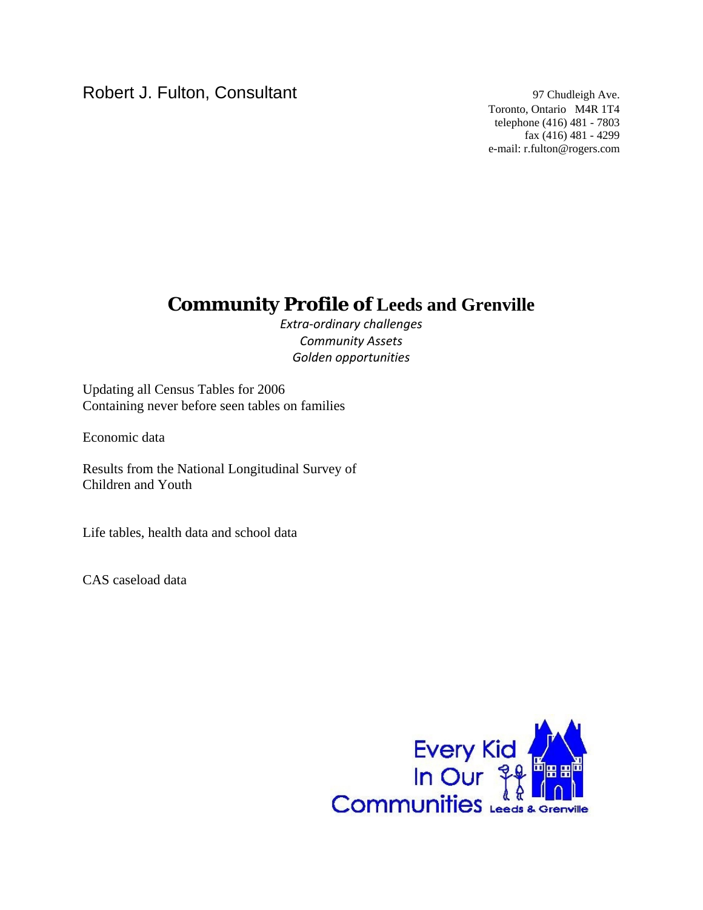Robert J. Fulton, Consultant

97 Chudleigh Ave.
Toronto, Ontario M4R 1T4
telephone (416) 481 - 7803
fax (416) 481 - 4299
e-mail: r.fulton@rogers.com

# Community Profile of Leeds and Grenville

*Extra-ordinary challenges*
*Community Assets*
*Golden opportunities*

Updating all Census Tables for 2006
Containing never before seen tables on families

Economic data

Results from the National Longitudinal Survey of Children and Youth

Life tables, health data and school data

CAS caseload data

Every Kid In Our Communities Leeds & Grenville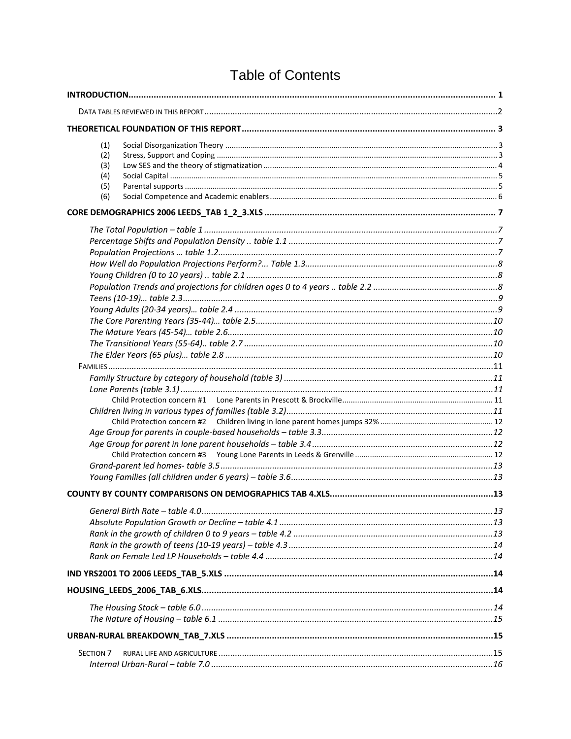# Table of Contents

**INTRODUCTION** ........ 1

DATA TABLES REVIEWED IN THIS REPORT ........ 2

**THEORETICAL FOUNDATION OF THIS REPORT** ........ 3

(1) Social Disorganization Theory ........ 3
(2) Stress, Support and Coping ........ 3
(3) Low SES and the theory of stigmatization ........ 4
(4) Social Capital ........ 5
(5) Parental supports ........ 5
(6) Social Competence and Academic enablers ........ 6

**CORE DEMOGRAPHICS 2006 LEEDS_TAB 1_2_3.XLS** ........ 7

*The Total Population – table 1* ........ 7
*Percentage Shifts and Population Density .. table 1.1* ........ 7
*Population Projections … table 1.2* ........ 7
*How Well do Population Projections Perform?... Table 1.3* ........ 8
*Young Children (0 to 10 years) .. table 2.1* ........ 8
*Population Trends and projections for children ages 0 to 4 years .. table 2.2* ........ 8
*Teens (10-19)… table 2.3* ........ 9
*Young Adults (20-34 years)… table 2.4* ........ 9
*The Core Parenting Years (35-44)… table 2.5* ........ 10
*The Mature Years (45-54)… table 2.6* ........ 10
*The Transitional Years (55-64).. table 2.7* ........ 10
*The Elder Years (65 plus)… table 2.8* ........ 10

FAMILIES ........ 11

*Family Structure by category of household (table 3)* ........ 11
*Lone Parents (table 3.1)* ........ 11
Child Protection concern #1 Lone Parents in Prescott & Brockville ........ 11
*Children living in various types of families (table 3.2)* ........ 11
Child Protection concern #2 Children living in lone parent homes jumps 32% ........ 12
*Age Group for parents in couple-based households – table 3.3* ........ 12
*Age Group for parent in lone parent households – table 3.4* ........ 12
Child Protection concern #3 Young Lone Parents in Leeds & Grenville ........ 12
*Grand-parent led homes- table 3.5* ........ 13
*Young Families (all children under 6 years) – table 3.6* ........ 13

**COUNTY BY COUNTY COMPARISONS ON DEMOGRAPHICS TAB 4.XLS** ........ 13

*General Birth Rate – table 4.0* ........ 13
*Absolute Population Growth or Decline – table 4.1* ........ 13
*Rank in the growth of children 0 to 9 years – table 4.2* ........ 13
*Rank in the growth of teens (10-19 years) – table 4.3* ........ 14
*Rank on Female Led LP Households – table 4.4* ........ 14

**IND YRS2001 TO 2006 LEEDS_TAB_5.XLS** ........ 14

**HOUSING_LEEDS_2006_TAB_6.XLS** ........ 14

*The Housing Stock – table 6.0* ........ 14
*The Nature of Housing – table 6.1* ........ 15

**URBAN-RURAL BREAKDOWN_TAB_7.XLS** ........ 15

SECTION 7 RURAL LIFE AND AGRICULTURE ........ 15
*Internal Urban-Rural – table 7.0* ........ 16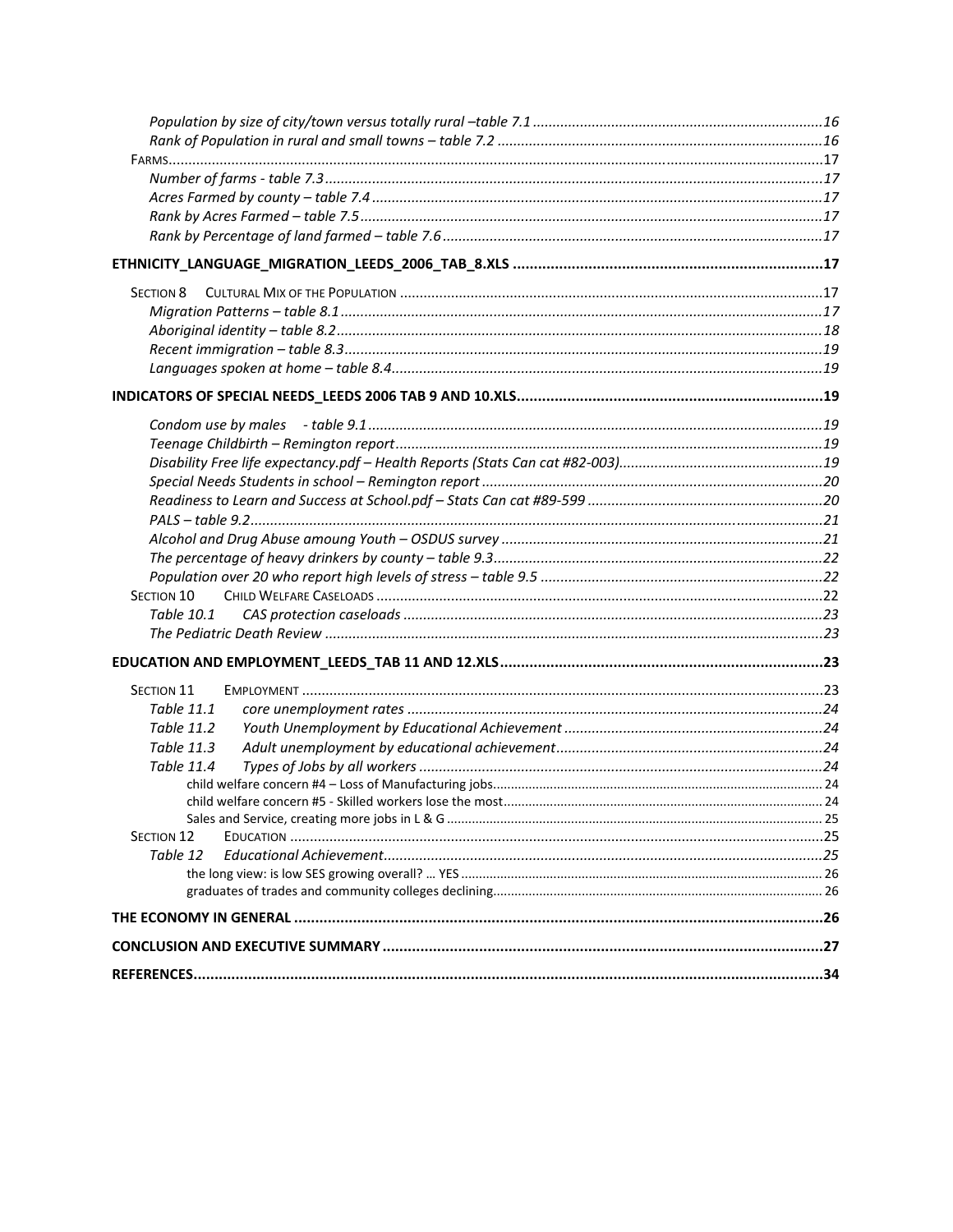*Population by size of city/town versus totally rural –table 7.1* ....... 16
*Rank of Population in rural and small towns – table 7.2* ....... 16
FARMS ....... 17
*Number of farms - table 7.3* ....... 17
*Acres Farmed by county – table 7.4* ....... 17
*Rank by Acres Farmed – table 7.5* ....... 17
*Rank by Percentage of land farmed – table 7.6* ....... 17

**ETHNICITY_LANGUAGE_MIGRATION_LEEDS_2006_TAB_8.XLS** ....... **17**

SECTION 8 CULTURAL MIX OF THE POPULATION ....... 17
*Migration Patterns – table 8.1* ....... 17
*Aboriginal identity – table 8.2* ....... 18
*Recent immigration – table 8.3* ....... 19
*Languages spoken at home – table 8.4* ....... 19

**INDICATORS OF SPECIAL NEEDS_LEEDS 2006 TAB 9 AND 10.XLS** ....... **19**

*Condom use by males - table 9.1* ....... 19
*Teenage Childbirth – Remington report* ....... 19
*Disability Free life expectancy.pdf – Health Reports (Stats Can cat #82-003)* ....... 19
*Special Needs Students in school – Remington report* ....... 20
*Readiness to Learn and Success at School.pdf – Stats Can cat #89-599* ....... 20
*PALS – table 9.2* ....... 21
*Alcohol and Drug Abuse amoung Youth – OSDUS survey* ....... 21
*The percentage of heavy drinkers by county – table 9.3* ....... 22
*Population over 20 who report high levels of stress – table 9.5* ....... 22
SECTION 10 CHILD WELFARE CASELOADS ....... 22
*Table 10.1 CAS protection caseloads* ....... 23
*The Pediatric Death Review* ....... 23

**EDUCATION AND EMPLOYMENT_LEEDS_TAB 11 AND 12.XLS** ....... **23**

SECTION 11 EMPLOYMENT ....... 23
*Table 11.1 core unemployment rates* ....... 24
*Table 11.2 Youth Unemployment by Educational Achievement* ....... 24
*Table 11.3 Adult unemployment by educational achievement* ....... 24
*Table 11.4 Types of Jobs by all workers* ....... 24
child welfare concern #4 – Loss of Manufacturing jobs ....... 24
child welfare concern #5 - Skilled workers lose the most ....... 24
Sales and Service, creating more jobs in L & G ....... 25
SECTION 12 EDUCATION ....... 25
*Table 12 Educational Achievement* ....... 25
the long view: is low SES growing overall? … YES ....... 26
graduates of trades and community colleges declining ....... 26

**THE ECONOMY IN GENERAL** ....... **26**

**CONCLUSION AND EXECUTIVE SUMMARY** ....... **27**

**REFERENCES** ....... **34**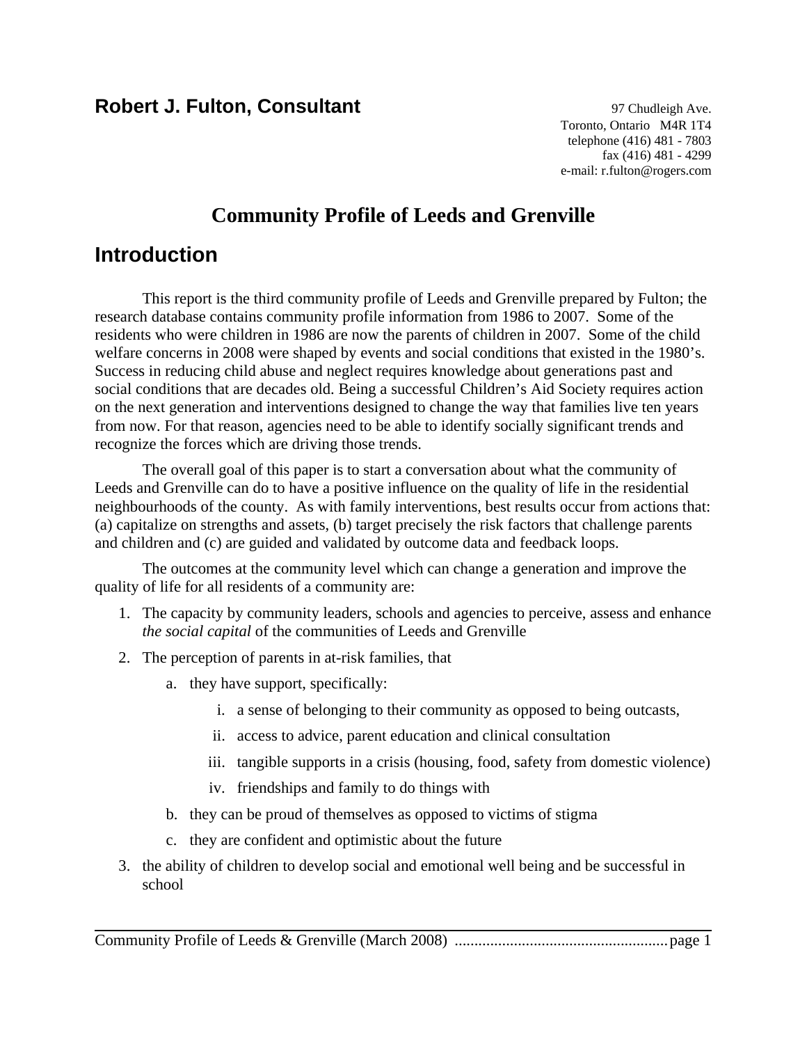**Robert J. Fulton, Consultant**

97 Chudleigh Ave.
Toronto, Ontario M4R 1T4
telephone (416) 481 - 7803
fax (416) 481 - 4299
e-mail: r.fulton@rogers.com

# Community Profile of Leeds and Grenville

## Introduction

This report is the third community profile of Leeds and Grenville prepared by Fulton; the research database contains community profile information from 1986 to 2007. Some of the residents who were children in 1986 are now the parents of children in 2007. Some of the child welfare concerns in 2008 were shaped by events and social conditions that existed in the 1980's. Success in reducing child abuse and neglect requires knowledge about generations past and social conditions that are decades old. Being a successful Children's Aid Society requires action on the next generation and interventions designed to change the way that families live ten years from now. For that reason, agencies need to be able to identify socially significant trends and recognize the forces which are driving those trends.

The overall goal of this paper is to start a conversation about what the community of Leeds and Grenville can do to have a positive influence on the quality of life in the residential neighbourhoods of the county. As with family interventions, best results occur from actions that: (a) capitalize on strengths and assets, (b) target precisely the risk factors that challenge parents and children and (c) are guided and validated by outcome data and feedback loops.

The outcomes at the community level which can change a generation and improve the quality of life for all residents of a community are:

1. The capacity by community leaders, schools and agencies to perceive, assess and enhance *the social capital* of the communities of Leeds and Grenville
2. The perception of parents in at-risk families, that
   a. they have support, specifically:
      i. a sense of belonging to their community as opposed to being outcasts,
      ii. access to advice, parent education and clinical consultation
      iii. tangible supports in a crisis (housing, food, safety from domestic violence)
      iv. friendships and family to do things with
   b. they can be proud of themselves as opposed to victims of stigma
   c. they are confident and optimistic about the future
3. the ability of children to develop social and emotional well being and be successful in school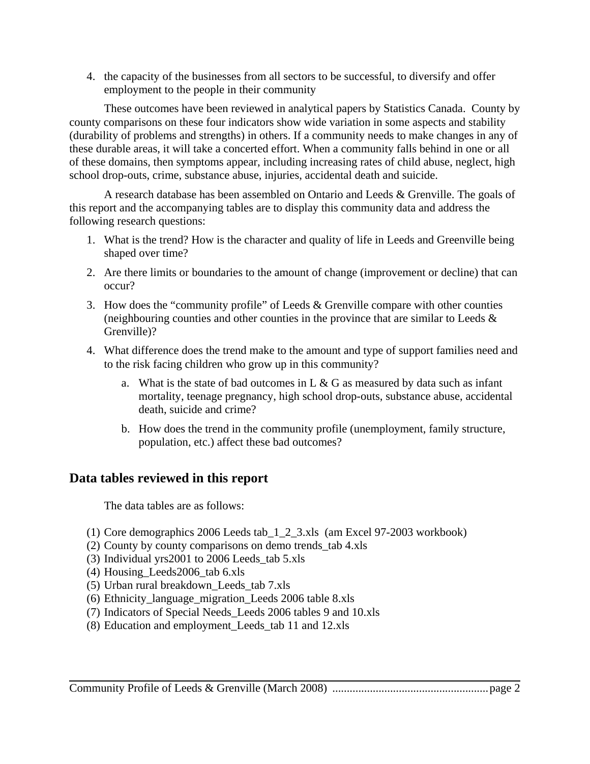4. the capacity of the businesses from all sectors to be successful, to diversify and offer employment to the people in their community

These outcomes have been reviewed in analytical papers by Statistics Canada. County by county comparisons on these four indicators show wide variation in some aspects and stability (durability of problems and strengths) in others. If a community needs to make changes in any of these durable areas, it will take a concerted effort. When a community falls behind in one or all of these domains, then symptoms appear, including increasing rates of child abuse, neglect, high school drop-outs, crime, substance abuse, injuries, accidental death and suicide.

A research database has been assembled on Ontario and Leeds & Grenville. The goals of this report and the accompanying tables are to display this community data and address the following research questions:

1. What is the trend? How is the character and quality of life in Leeds and Greenville being shaped over time?
2. Are there limits or boundaries to the amount of change (improvement or decline) that can occur?
3. How does the "community profile" of Leeds & Grenville compare with other counties (neighbouring counties and other counties in the province that are similar to Leeds & Grenville)?
4. What difference does the trend make to the amount and type of support families need and to the risk facing children who grow up in this community?
   a. What is the state of bad outcomes in L & G as measured by data such as infant mortality, teenage pregnancy, high school drop-outs, substance abuse, accidental death, suicide and crime?
   b. How does the trend in the community profile (unemployment, family structure, population, etc.) affect these bad outcomes?

## Data tables reviewed in this report

The data tables are as follows:

(1) Core demographics 2006 Leeds tab_1_2_3.xls (am Excel 97-2003 workbook)
(2) County by county comparisons on demo trends_tab 4.xls
(3) Individual yrs2001 to 2006 Leeds_tab 5.xls
(4) Housing_Leeds2006_tab 6.xls
(5) Urban rural breakdown_Leeds_tab 7.xls
(6) Ethnicity_language_migration_Leeds 2006 table 8.xls
(7) Indicators of Special Needs_Leeds 2006 tables 9 and 10.xls
(8) Education and employment_Leeds_tab 11 and 12.xls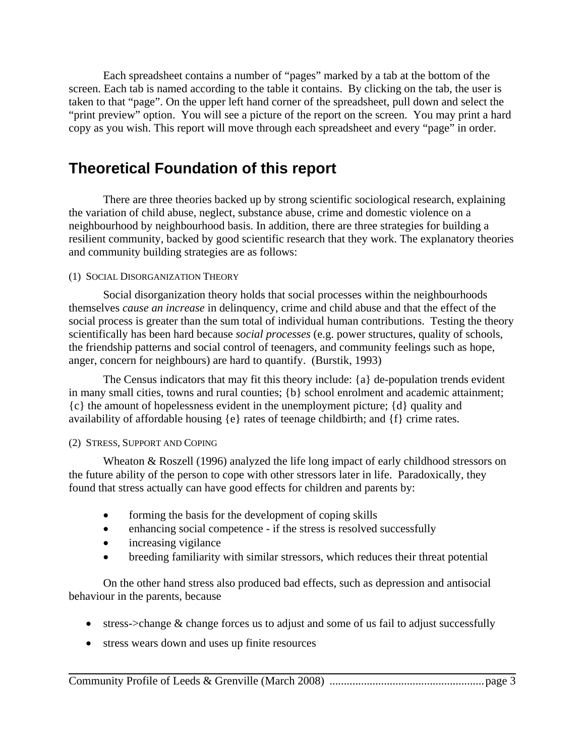Each spreadsheet contains a number of "pages" marked by a tab at the bottom of the screen. Each tab is named according to the table it contains. By clicking on the tab, the user is taken to that "page". On the upper left hand corner of the spreadsheet, pull down and select the "print preview" option. You will see a picture of the report on the screen. You may print a hard copy as you wish. This report will move through each spreadsheet and every "page" in order.

## Theoretical Foundation of this report

There are three theories backed up by strong scientific sociological research, explaining the variation of child abuse, neglect, substance abuse, crime and domestic violence on a neighbourhood by neighbourhood basis. In addition, there are three strategies for building a resilient community, backed by good scientific research that they work. The explanatory theories and community building strategies are as follows:

#### (1) Social Disorganization Theory

Social disorganization theory holds that social processes within the neighbourhoods themselves *cause an increase* in delinquency, crime and child abuse and that the effect of the social process is greater than the sum total of individual human contributions. Testing the theory scientifically has been hard because *social processes* (e.g. power structures, quality of schools, the friendship patterns and social control of teenagers, and community feelings such as hope, anger, concern for neighbours) are hard to quantify. (Burstik, 1993)

The Census indicators that may fit this theory include: {a} de-population trends evident in many small cities, towns and rural counties; {b} school enrolment and academic attainment; {c} the amount of hopelessness evident in the unemployment picture; {d} quality and availability of affordable housing {e} rates of teenage childbirth; and {f} crime rates.

#### (2) Stress, Support and Coping

Wheaton & Roszell (1996) analyzed the life long impact of early childhood stressors on the future ability of the person to cope with other stressors later in life. Paradoxically, they found that stress actually can have good effects for children and parents by:

- forming the basis for the development of coping skills
- enhancing social competence - if the stress is resolved successfully
- increasing vigilance
- breeding familiarity with similar stressors, which reduces their threat potential

On the other hand stress also produced bad effects, such as depression and antisocial behaviour in the parents, because

- stress->change & change forces us to adjust and some of us fail to adjust successfully
- stress wears down and uses up finite resources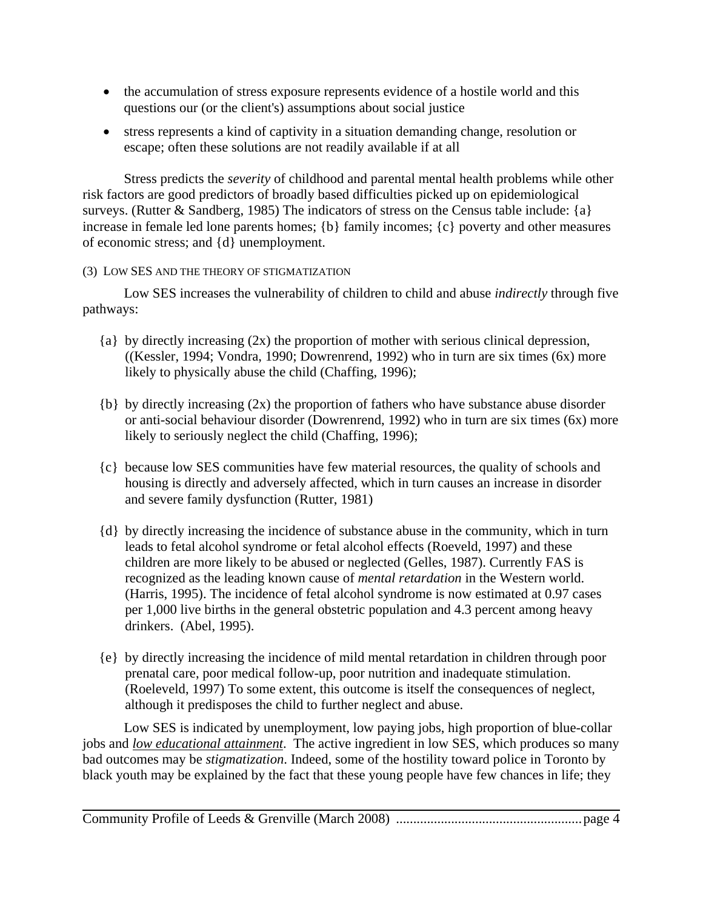- the accumulation of stress exposure represents evidence of a hostile world and this questions our (or the client's) assumptions about social justice
- stress represents a kind of captivity in a situation demanding change, resolution or escape; often these solutions are not readily available if at all

Stress predicts the *severity* of childhood and parental mental health problems while other risk factors are good predictors of broadly based difficulties picked up on epidemiological surveys. (Rutter & Sandberg, 1985) The indicators of stress on the Census table include: {a} increase in female led lone parents homes; {b} family incomes; {c} poverty and other measures of economic stress; and {d} unemployment.

(3) LOW SES AND THE THEORY OF STIGMATIZATION

Low SES increases the vulnerability of children to child and abuse *indirectly* through five pathways:

{a} by directly increasing (2x) the proportion of mother with serious clinical depression, ((Kessler, 1994; Vondra, 1990; Dowrenrend, 1992) who in turn are six times (6x) more likely to physically abuse the child (Chaffing, 1996);

{b} by directly increasing (2x) the proportion of fathers who have substance abuse disorder or anti-social behaviour disorder (Dowrenrend, 1992) who in turn are six times (6x) more likely to seriously neglect the child (Chaffing, 1996);

{c} because low SES communities have few material resources, the quality of schools and housing is directly and adversely affected, which in turn causes an increase in disorder and severe family dysfunction (Rutter, 1981)

{d} by directly increasing the incidence of substance abuse in the community, which in turn leads to fetal alcohol syndrome or fetal alcohol effects (Roeveld, 1997) and these children are more likely to be abused or neglected (Gelles, 1987). Currently FAS is recognized as the leading known cause of *mental retardation* in the Western world. (Harris, 1995). The incidence of fetal alcohol syndrome is now estimated at 0.97 cases per 1,000 live births in the general obstetric population and 4.3 percent among heavy drinkers. (Abel, 1995).

{e} by directly increasing the incidence of mild mental retardation in children through poor prenatal care, poor medical follow-up, poor nutrition and inadequate stimulation. (Roeleveld, 1997) To some extent, this outcome is itself the consequences of neglect, although it predisposes the child to further neglect and abuse.

Low SES is indicated by unemployment, low paying jobs, high proportion of blue-collar jobs and ***low educational attainment***. The active ingredient in low SES, which produces so many bad outcomes may be *stigmatization*. Indeed, some of the hostility toward police in Toronto by black youth may be explained by the fact that these young people have few chances in life; they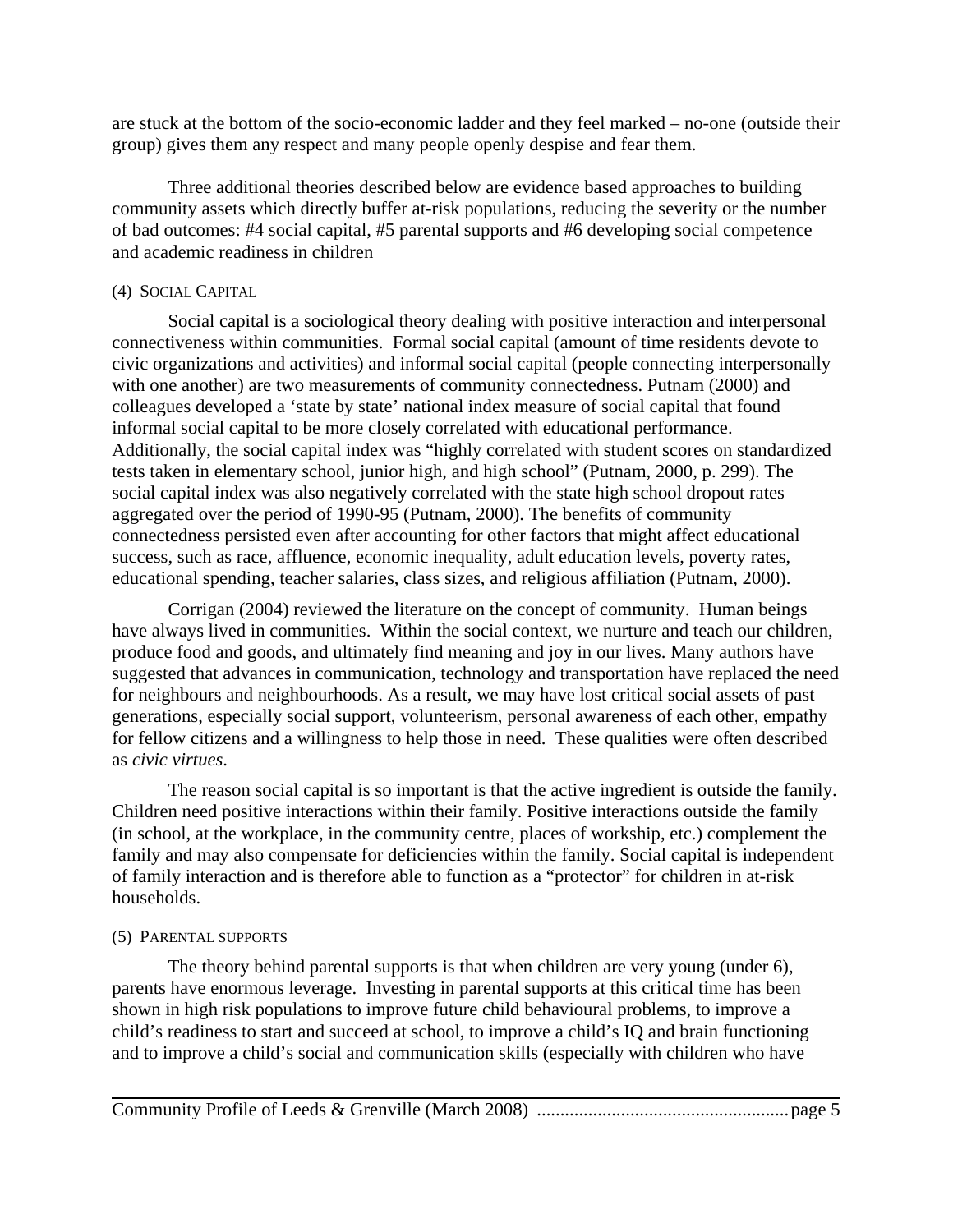are stuck at the bottom of the socio-economic ladder and they feel marked – no-one (outside their group) gives them any respect and many people openly despise and fear them.

Three additional theories described below are evidence based approaches to building community assets which directly buffer at-risk populations, reducing the severity or the number of bad outcomes: #4 social capital, #5 parental supports and #6 developing social competence and academic readiness in children

#### (4) Social Capital

Social capital is a sociological theory dealing with positive interaction and interpersonal connectiveness within communities. Formal social capital (amount of time residents devote to civic organizations and activities) and informal social capital (people connecting interpersonally with one another) are two measurements of community connectedness. Putnam (2000) and colleagues developed a 'state by state' national index measure of social capital that found informal social capital to be more closely correlated with educational performance. Additionally, the social capital index was "highly correlated with student scores on standardized tests taken in elementary school, junior high, and high school" (Putnam, 2000, p. 299). The social capital index was also negatively correlated with the state high school dropout rates aggregated over the period of 1990-95 (Putnam, 2000). The benefits of community connectedness persisted even after accounting for other factors that might affect educational success, such as race, affluence, economic inequality, adult education levels, poverty rates, educational spending, teacher salaries, class sizes, and religious affiliation (Putnam, 2000).

Corrigan (2004) reviewed the literature on the concept of community. Human beings have always lived in communities. Within the social context, we nurture and teach our children, produce food and goods, and ultimately find meaning and joy in our lives. Many authors have suggested that advances in communication, technology and transportation have replaced the need for neighbours and neighbourhoods. As a result, we may have lost critical social assets of past generations, especially social support, volunteerism, personal awareness of each other, empathy for fellow citizens and a willingness to help those in need. These qualities were often described as *civic virtues*.

The reason social capital is so important is that the active ingredient is outside the family. Children need positive interactions within their family. Positive interactions outside the family (in school, at the workplace, in the community centre, places of workship, etc.) complement the family and may also compensate for deficiencies within the family. Social capital is independent of family interaction and is therefore able to function as a "protector" for children in at-risk households.

#### (5) Parental supports

The theory behind parental supports is that when children are very young (under 6), parents have enormous leverage. Investing in parental supports at this critical time has been shown in high risk populations to improve future child behavioural problems, to improve a child's readiness to start and succeed at school, to improve a child's IQ and brain functioning and to improve a child's social and communication skills (especially with children who have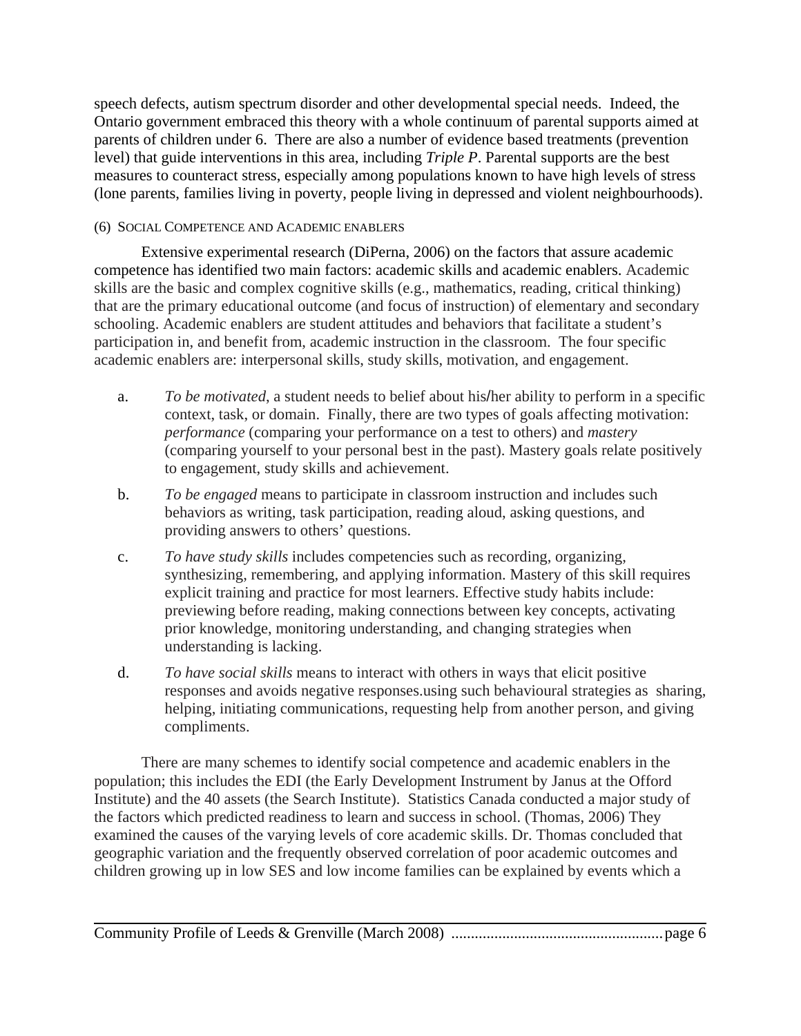speech defects, autism spectrum disorder and other developmental special needs. Indeed, the Ontario government embraced this theory with a whole continuum of parental supports aimed at parents of children under 6. There are also a number of evidence based treatments (prevention level) that guide interventions in this area, including *Triple P*. Parental supports are the best measures to counteract stress, especially among populations known to have high levels of stress (lone parents, families living in poverty, people living in depressed and violent neighbourhoods).

### (6) Social Competence and Academic enablers

Extensive experimental research (DiPerna, 2006) on the factors that assure academic competence has identified two main factors: academic skills and academic enablers. Academic skills are the basic and complex cognitive skills (e.g., mathematics, reading, critical thinking) that are the primary educational outcome (and focus of instruction) of elementary and secondary schooling. Academic enablers are student attitudes and behaviors that facilitate a student's participation in, and benefit from, academic instruction in the classroom. The four specific academic enablers are: interpersonal skills, study skills, motivation, and engagement.

a. *To be motivated*, a student needs to belief about his/her ability to perform in a specific context, task, or domain. Finally, there are two types of goals affecting motivation: *performance* (comparing your performance on a test to others) and *mastery* (comparing yourself to your personal best in the past). Mastery goals relate positively to engagement, study skills and achievement.

b. *To be engaged* means to participate in classroom instruction and includes such behaviors as writing, task participation, reading aloud, asking questions, and providing answers to others' questions.

c. *To have study skills* includes competencies such as recording, organizing, synthesizing, remembering, and applying information. Mastery of this skill requires explicit training and practice for most learners. Effective study habits include: previewing before reading, making connections between key concepts, activating prior knowledge, monitoring understanding, and changing strategies when understanding is lacking.

d. *To have social skills* means to interact with others in ways that elicit positive responses and avoids negative responses.using such behavioural strategies as sharing, helping, initiating communications, requesting help from another person, and giving compliments.

There are many schemes to identify social competence and academic enablers in the population; this includes the EDI (the Early Development Instrument by Janus at the Offord Institute) and the 40 assets (the Search Institute). Statistics Canada conducted a major study of the factors which predicted readiness to learn and success in school. (Thomas, 2006) They examined the causes of the varying levels of core academic skills. Dr. Thomas concluded that geographic variation and the frequently observed correlation of poor academic outcomes and children growing up in low SES and low income families can be explained by events which a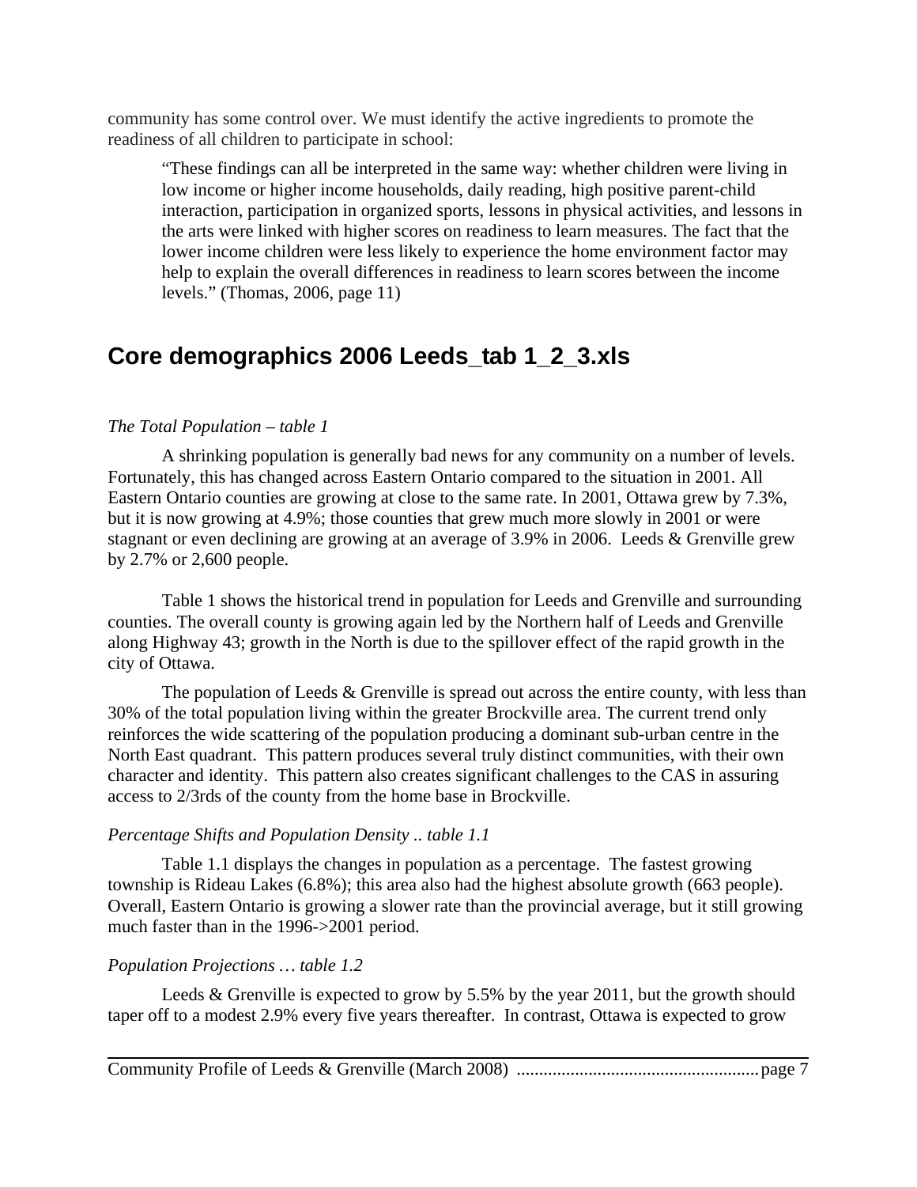community has some control over. We must identify the active ingredients to promote the readiness of all children to participate in school:

> "These findings can all be interpreted in the same way: whether children were living in low income or higher income households, daily reading, high positive parent-child interaction, participation in organized sports, lessons in physical activities, and lessons in the arts were linked with higher scores on readiness to learn measures. The fact that the lower income children were less likely to experience the home environment factor may help to explain the overall differences in readiness to learn scores between the income levels." (Thomas, 2006, page 11)

## Core demographics 2006 Leeds_tab 1_2_3.xls

*The Total Population – table 1*

A shrinking population is generally bad news for any community on a number of levels. Fortunately, this has changed across Eastern Ontario compared to the situation in 2001. All Eastern Ontario counties are growing at close to the same rate. In 2001, Ottawa grew by 7.3%, but it is now growing at 4.9%; those counties that grew much more slowly in 2001 or were stagnant or even declining are growing at an average of 3.9% in 2006. Leeds & Grenville grew by 2.7% or 2,600 people.

Table 1 shows the historical trend in population for Leeds and Grenville and surrounding counties. The overall county is growing again led by the Northern half of Leeds and Grenville along Highway 43; growth in the North is due to the spillover effect of the rapid growth in the city of Ottawa.

The population of Leeds & Grenville is spread out across the entire county, with less than 30% of the total population living within the greater Brockville area. The current trend only reinforces the wide scattering of the population producing a dominant sub-urban centre in the North East quadrant. This pattern produces several truly distinct communities, with their own character and identity. This pattern also creates significant challenges to the CAS in assuring access to 2/3rds of the county from the home base in Brockville.

*Percentage Shifts and Population Density .. table 1.1*

Table 1.1 displays the changes in population as a percentage. The fastest growing township is Rideau Lakes (6.8%); this area also had the highest absolute growth (663 people). Overall, Eastern Ontario is growing a slower rate than the provincial average, but it still growing much faster than in the 1996->2001 period.

*Population Projections … table 1.2*

Leeds & Grenville is expected to grow by 5.5% by the year 2011, but the growth should taper off to a modest 2.9% every five years thereafter. In contrast, Ottawa is expected to grow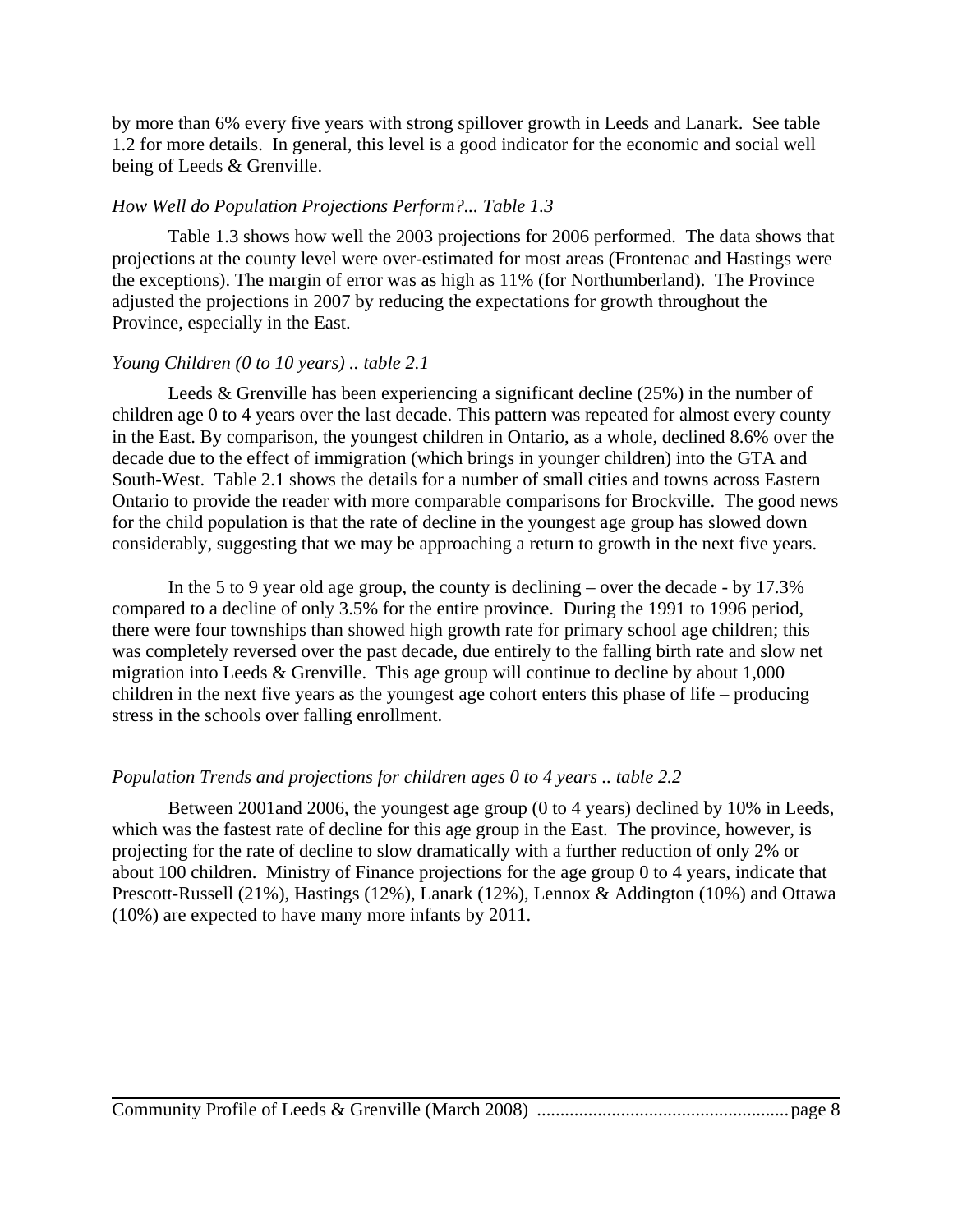by more than 6% every five years with strong spillover growth in Leeds and Lanark. See table 1.2 for more details. In general, this level is a good indicator for the economic and social well being of Leeds & Grenville.

*How Well do Population Projections Perform?... Table 1.3*

Table 1.3 shows how well the 2003 projections for 2006 performed. The data shows that projections at the county level were over-estimated for most areas (Frontenac and Hastings were the exceptions). The margin of error was as high as 11% (for Northumberland). The Province adjusted the projections in 2007 by reducing the expectations for growth throughout the Province, especially in the East.

*Young Children (0 to 10 years) .. table 2.1*

Leeds & Grenville has been experiencing a significant decline (25%) in the number of children age 0 to 4 years over the last decade. This pattern was repeated for almost every county in the East. By comparison, the youngest children in Ontario, as a whole, declined 8.6% over the decade due to the effect of immigration (which brings in younger children) into the GTA and South-West. Table 2.1 shows the details for a number of small cities and towns across Eastern Ontario to provide the reader with more comparable comparisons for Brockville. The good news for the child population is that the rate of decline in the youngest age group has slowed down considerably, suggesting that we may be approaching a return to growth in the next five years.

In the 5 to 9 year old age group, the county is declining – over the decade - by 17.3% compared to a decline of only 3.5% for the entire province. During the 1991 to 1996 period, there were four townships than showed high growth rate for primary school age children; this was completely reversed over the past decade, due entirely to the falling birth rate and slow net migration into Leeds & Grenville. This age group will continue to decline by about 1,000 children in the next five years as the youngest age cohort enters this phase of life – producing stress in the schools over falling enrollment.

*Population Trends and projections for children ages 0 to 4 years .. table 2.2*

Between 2001and 2006, the youngest age group (0 to 4 years) declined by 10% in Leeds, which was the fastest rate of decline for this age group in the East. The province, however, is projecting for the rate of decline to slow dramatically with a further reduction of only 2% or about 100 children. Ministry of Finance projections for the age group 0 to 4 years, indicate that Prescott-Russell (21%), Hastings (12%), Lanark (12%), Lennox & Addington (10%) and Ottawa (10%) are expected to have many more infants by 2011.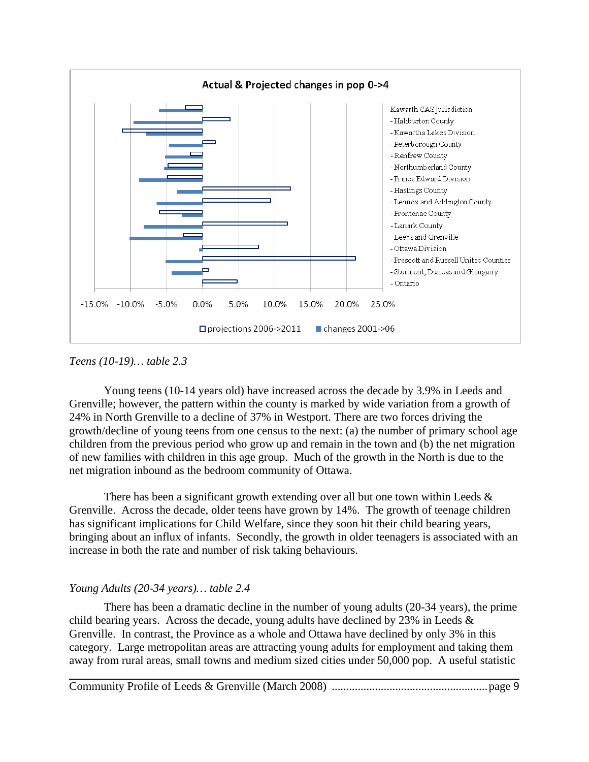Actual & Projected changes in pop 0->4

Kawarth CAS jurisdiction
- Haliburton County
- Kawartha Lakes Division
- Peterborough County
- Renfrew County
- Northumberland County
- Prince Edward Division
- Hastings County
- Lennox and Addington County
- Frontenac County
- Lanark County
- Leeds and Grenville
- Ottawa Division
- Prescott and Russell United Counties
- Stormont, Dundas and Glengarry
- Ontario

-15.0% -10.0% -5.0% 0.0% 5.0% 10.0% 15.0% 20.0% 25.0%

projections 2006->2011    changes 2001->06

*Teens (10-19)… table 2.3*

Young teens (10-14 years old) have increased across the decade by 3.9% in Leeds and Grenville; however, the pattern within the county is marked by wide variation from a growth of 24% in North Grenville to a decline of 37% in Westport. There are two forces driving the growth/decline of young teens from one census to the next: (a) the number of primary school age children from the previous period who grow up and remain in the town and (b) the net migration of new families with children in this age group. Much of the growth in the North is due to the net migration inbound as the bedroom community of Ottawa.

There has been a significant growth extending over all but one town within Leeds & Grenville. Across the decade, older teens have grown by 14%. The growth of teenage children has significant implications for Child Welfare, since they soon hit their child bearing years, bringing about an influx of infants. Secondly, the growth in older teenagers is associated with an increase in both the rate and number of risk taking behaviours.

*Young Adults (20-34 years)… table 2.4*

There has been a dramatic decline in the number of young adults (20-34 years), the prime child bearing years. Across the decade, young adults have declined by 23% in Leeds & Grenville. In contrast, the Province as a whole and Ottawa have declined by only 3% in this category. Large metropolitan areas are attracting young adults for employment and taking them away from rural areas, small towns and medium sized cities under 50,000 pop. A useful statistic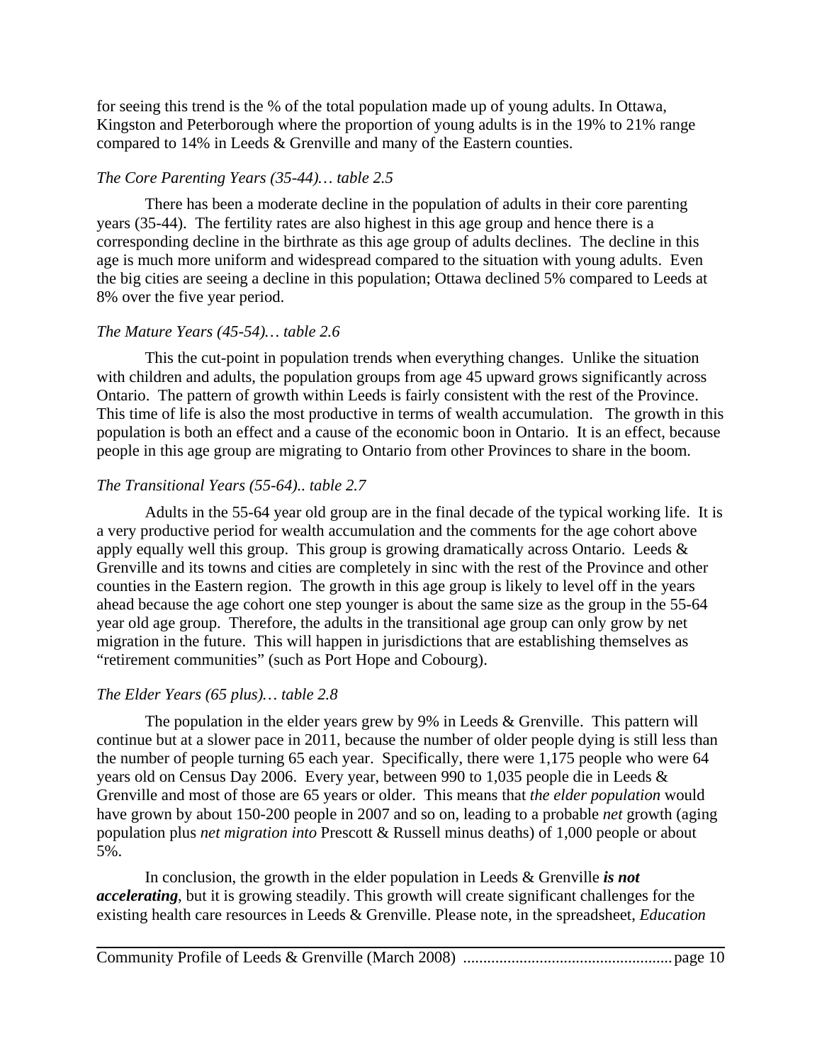for seeing this trend is the % of the total population made up of young adults. In Ottawa, Kingston and Peterborough where the proportion of young adults is in the 19% to 21% range compared to 14% in Leeds & Grenville and many of the Eastern counties.

*The Core Parenting Years (35-44)… table 2.5*

There has been a moderate decline in the population of adults in their core parenting years (35-44). The fertility rates are also highest in this age group and hence there is a corresponding decline in the birthrate as this age group of adults declines. The decline in this age is much more uniform and widespread compared to the situation with young adults. Even the big cities are seeing a decline in this population; Ottawa declined 5% compared to Leeds at 8% over the five year period.

*The Mature Years (45-54)… table 2.6*

This the cut-point in population trends when everything changes. Unlike the situation with children and adults, the population groups from age 45 upward grows significantly across Ontario. The pattern of growth within Leeds is fairly consistent with the rest of the Province. This time of life is also the most productive in terms of wealth accumulation. The growth in this population is both an effect and a cause of the economic boon in Ontario. It is an effect, because people in this age group are migrating to Ontario from other Provinces to share in the boom.

*The Transitional Years (55-64).. table 2.7*

Adults in the 55-64 year old group are in the final decade of the typical working life. It is a very productive period for wealth accumulation and the comments for the age cohort above apply equally well this group. This group is growing dramatically across Ontario. Leeds & Grenville and its towns and cities are completely in sinc with the rest of the Province and other counties in the Eastern region. The growth in this age group is likely to level off in the years ahead because the age cohort one step younger is about the same size as the group in the 55-64 year old age group. Therefore, the adults in the transitional age group can only grow by net migration in the future. This will happen in jurisdictions that are establishing themselves as "retirement communities" (such as Port Hope and Cobourg).

*The Elder Years (65 plus)… table 2.8*

The population in the elder years grew by 9% in Leeds & Grenville. This pattern will continue but at a slower pace in 2011, because the number of older people dying is still less than the number of people turning 65 each year. Specifically, there were 1,175 people who were 64 years old on Census Day 2006. Every year, between 990 to 1,035 people die in Leeds & Grenville and most of those are 65 years or older. This means that *the elder population* would have grown by about 150-200 people in 2007 and so on, leading to a probable *net* growth (aging population plus *net migration into* Prescott & Russell minus deaths) of 1,000 people or about 5%.

In conclusion, the growth in the elder population in Leeds & Grenville ***is not accelerating***, but it is growing steadily. This growth will create significant challenges for the existing health care resources in Leeds & Grenville. Please note, in the spreadsheet, *Education*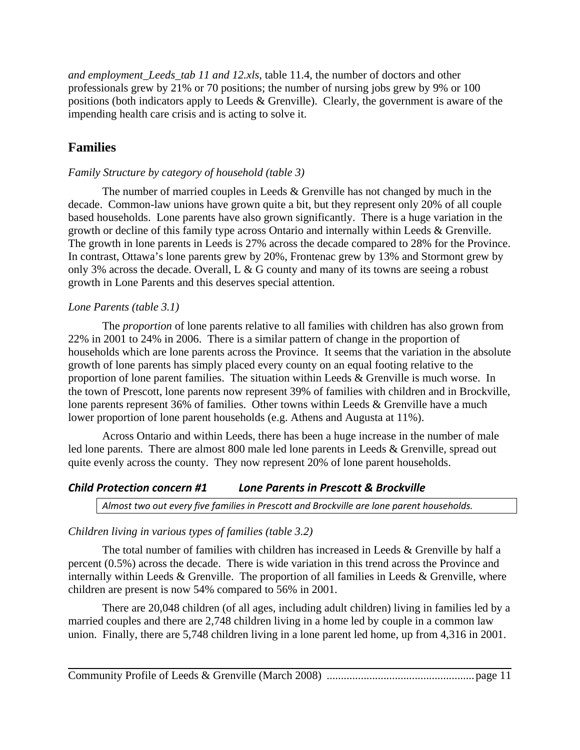*and employment_Leeds_tab 11 and 12.xls*, table 11.4, the number of doctors and other professionals grew by 21% or 70 positions; the number of nursing jobs grew by 9% or 100 positions (both indicators apply to Leeds & Grenville). Clearly, the government is aware of the impending health care crisis and is acting to solve it.

## Families

*Family Structure by category of household (table 3)*

The number of married couples in Leeds & Grenville has not changed by much in the decade. Common-law unions have grown quite a bit, but they represent only 20% of all couple based households. Lone parents have also grown significantly. There is a huge variation in the growth or decline of this family type across Ontario and internally within Leeds & Grenville. The growth in lone parents in Leeds is 27% across the decade compared to 28% for the Province. In contrast, Ottawa's lone parents grew by 20%, Frontenac grew by 13% and Stormont grew by only 3% across the decade. Overall, L & G county and many of its towns are seeing a robust growth in Lone Parents and this deserves special attention.

*Lone Parents (table 3.1)*

The *proportion* of lone parents relative to all families with children has also grown from 22% in 2001 to 24% in 2006. There is a similar pattern of change in the proportion of households which are lone parents across the Province. It seems that the variation in the absolute growth of lone parents has simply placed every county on an equal footing relative to the proportion of lone parent families. The situation within Leeds & Grenville is much worse. In the town of Prescott, lone parents now represent 39% of families with children and in Brockville, lone parents represent 36% of families. Other towns within Leeds & Grenville have a much lower proportion of lone parent households (e.g. Athens and Augusta at 11%).

Across Ontario and within Leeds, there has been a huge increase in the number of male led lone parents. There are almost 800 male led lone parents in Leeds & Grenville, spread out quite evenly across the county. They now represent 20% of lone parent households.

### *Child Protection concern #1 Lone Parents in Prescott & Brockville*

*Almost two out every five families in Prescott and Brockville are lone parent households.*

*Children living in various types of families (table 3.2)*

The total number of families with children has increased in Leeds & Grenville by half a percent (0.5%) across the decade. There is wide variation in this trend across the Province and internally within Leeds & Grenville. The proportion of all families in Leeds & Grenville, where children are present is now 54% compared to 56% in 2001.

There are 20,048 children (of all ages, including adult children) living in families led by a married couples and there are 2,748 children living in a home led by couple in a common law union. Finally, there are 5,748 children living in a lone parent led home, up from 4,316 in 2001.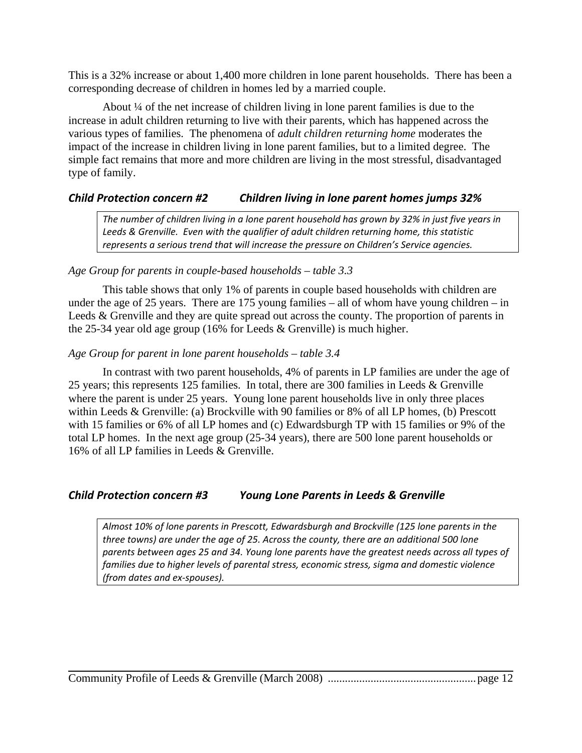This is a 32% increase or about 1,400 more children in lone parent households. There has been a corresponding decrease of children in homes led by a married couple.

About ¼ of the net increase of children living in lone parent families is due to the increase in adult children returning to live with their parents, which has happened across the various types of families. The phenomena of *adult children returning home* moderates the impact of the increase in children living in lone parent families, but to a limited degree. The simple fact remains that more and more children are living in the most stressful, disadvantaged type of family.

### *Child Protection concern #2 Children living in lone parent homes jumps 32%*

> *The number of children living in a lone parent household has grown by 32% in just five years in Leeds & Grenville. Even with the qualifier of adult children returning home, this statistic represents a serious trend that will increase the pressure on Children's Service agencies.*

*Age Group for parents in couple-based households – table 3.3*

This table shows that only 1% of parents in couple based households with children are under the age of 25 years. There are 175 young families – all of whom have young children – in Leeds & Grenville and they are quite spread out across the county. The proportion of parents in the 25-34 year old age group (16% for Leeds & Grenville) is much higher.

*Age Group for parent in lone parent households – table 3.4*

In contrast with two parent households, 4% of parents in LP families are under the age of 25 years; this represents 125 families. In total, there are 300 families in Leeds & Grenville where the parent is under 25 years. Young lone parent households live in only three places within Leeds & Grenville: (a) Brockville with 90 families or 8% of all LP homes, (b) Prescott with 15 families or 6% of all LP homes and (c) Edwardsburgh TP with 15 families or 9% of the total LP homes. In the next age group (25-34 years), there are 500 lone parent households or 16% of all LP families in Leeds & Grenville.

### *Child Protection concern #3 Young Lone Parents in Leeds & Grenville*

> *Almost 10% of lone parents in Prescott, Edwardsburgh and Brockville (125 lone parents in the three towns) are under the age of 25. Across the county, there are an additional 500 lone parents between ages 25 and 34. Young lone parents have the greatest needs across all types of families due to higher levels of parental stress, economic stress, sigma and domestic violence (from dates and ex-spouses).*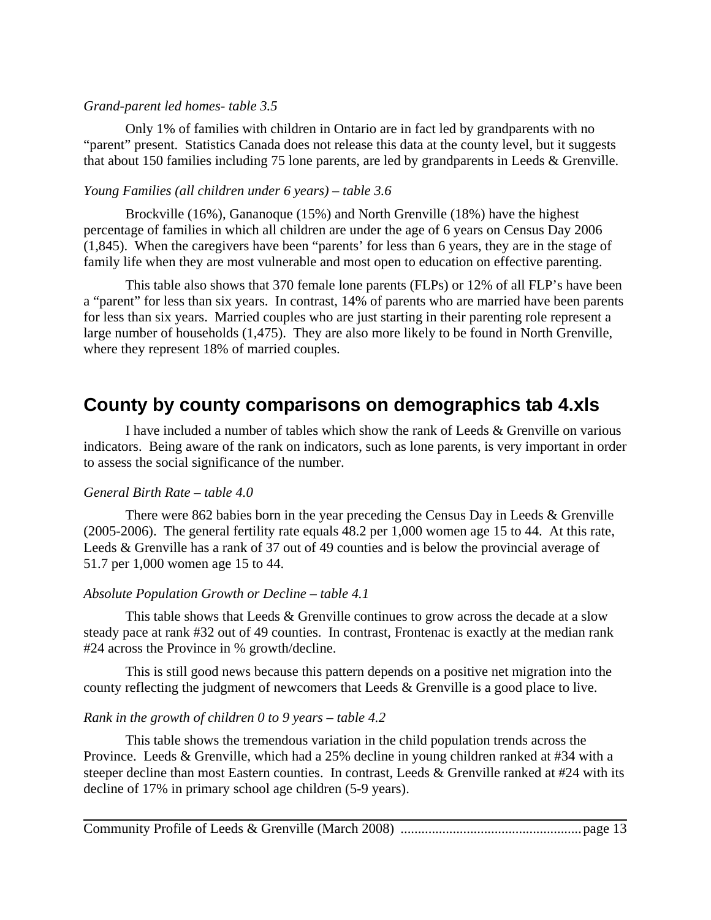*Grand-parent led homes- table 3.5*

Only 1% of families with children in Ontario are in fact led by grandparents with no "parent" present. Statistics Canada does not release this data at the county level, but it suggests that about 150 families including 75 lone parents, are led by grandparents in Leeds & Grenville.

*Young Families (all children under 6 years) – table 3.6*

Brockville (16%), Gananoque (15%) and North Grenville (18%) have the highest percentage of families in which all children are under the age of 6 years on Census Day 2006 (1,845). When the caregivers have been "parents' for less than 6 years, they are in the stage of family life when they are most vulnerable and most open to education on effective parenting.

This table also shows that 370 female lone parents (FLPs) or 12% of all FLP's have been a "parent" for less than six years. In contrast, 14% of parents who are married have been parents for less than six years. Married couples who are just starting in their parenting role represent a large number of households (1,475). They are also more likely to be found in North Grenville, where they represent 18% of married couples.

## County by county comparisons on demographics tab 4.xls

I have included a number of tables which show the rank of Leeds & Grenville on various indicators. Being aware of the rank on indicators, such as lone parents, is very important in order to assess the social significance of the number.

*General Birth Rate – table 4.0*

There were 862 babies born in the year preceding the Census Day in Leeds & Grenville (2005-2006). The general fertility rate equals 48.2 per 1,000 women age 15 to 44. At this rate, Leeds & Grenville has a rank of 37 out of 49 counties and is below the provincial average of 51.7 per 1,000 women age 15 to 44.

*Absolute Population Growth or Decline – table 4.1*

This table shows that Leeds & Grenville continues to grow across the decade at a slow steady pace at rank #32 out of 49 counties. In contrast, Frontenac is exactly at the median rank #24 across the Province in % growth/decline.

This is still good news because this pattern depends on a positive net migration into the county reflecting the judgment of newcomers that Leeds & Grenville is a good place to live.

*Rank in the growth of children 0 to 9 years – table 4.2*

This table shows the tremendous variation in the child population trends across the Province. Leeds & Grenville, which had a 25% decline in young children ranked at #34 with a steeper decline than most Eastern counties. In contrast, Leeds & Grenville ranked at #24 with its decline of 17% in primary school age children (5-9 years).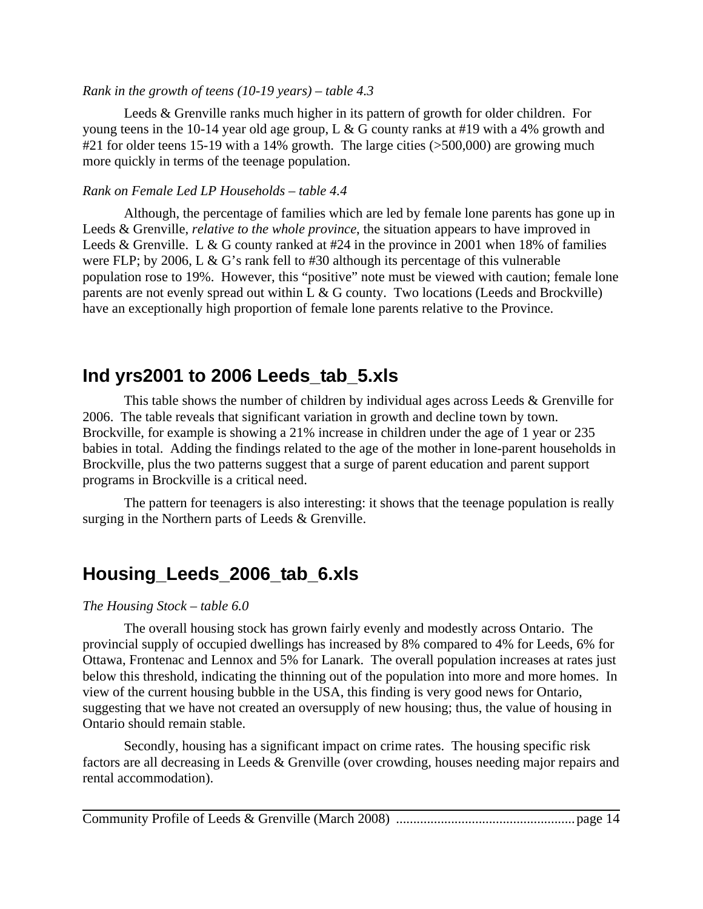*Rank in the growth of teens (10-19 years) – table 4.3*

Leeds & Grenville ranks much higher in its pattern of growth for older children. For young teens in the 10-14 year old age group, L & G county ranks at #19 with a 4% growth and #21 for older teens 15-19 with a 14% growth. The large cities (>500,000) are growing much more quickly in terms of the teenage population.

*Rank on Female Led LP Households – table 4.4*

Although, the percentage of families which are led by female lone parents has gone up in Leeds & Grenville, *relative to the whole province*, the situation appears to have improved in Leeds & Grenville. L & G county ranked at #24 in the province in 2001 when 18% of families were FLP; by 2006, L & G's rank fell to #30 although its percentage of this vulnerable population rose to 19%. However, this "positive" note must be viewed with caution; female lone parents are not evenly spread out within L & G county. Two locations (Leeds and Brockville) have an exceptionally high proportion of female lone parents relative to the Province.

## Ind yrs2001 to 2006 Leeds_tab_5.xls

This table shows the number of children by individual ages across Leeds & Grenville for 2006. The table reveals that significant variation in growth and decline town by town. Brockville, for example is showing a 21% increase in children under the age of 1 year or 235 babies in total. Adding the findings related to the age of the mother in lone-parent households in Brockville, plus the two patterns suggest that a surge of parent education and parent support programs in Brockville is a critical need.

The pattern for teenagers is also interesting: it shows that the teenage population is really surging in the Northern parts of Leeds & Grenville.

## Housing_Leeds_2006_tab_6.xls

*The Housing Stock – table 6.0*

The overall housing stock has grown fairly evenly and modestly across Ontario. The provincial supply of occupied dwellings has increased by 8% compared to 4% for Leeds, 6% for Ottawa, Frontenac and Lennox and 5% for Lanark. The overall population increases at rates just below this threshold, indicating the thinning out of the population into more and more homes. In view of the current housing bubble in the USA, this finding is very good news for Ontario, suggesting that we have not created an oversupply of new housing; thus, the value of housing in Ontario should remain stable.

Secondly, housing has a significant impact on crime rates. The housing specific risk factors are all decreasing in Leeds & Grenville (over crowding, houses needing major repairs and rental accommodation).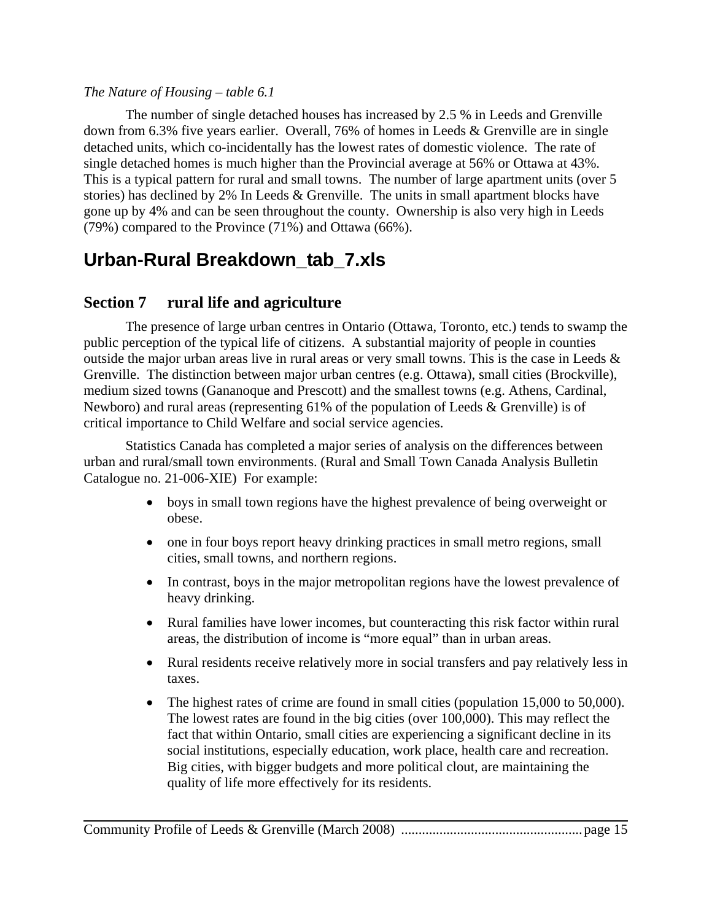*The Nature of Housing – table 6.1*

The number of single detached houses has increased by 2.5 % in Leeds and Grenville down from 6.3% five years earlier. Overall, 76% of homes in Leeds & Grenville are in single detached units, which co-incidentally has the lowest rates of domestic violence. The rate of single detached homes is much higher than the Provincial average at 56% or Ottawa at 43%. This is a typical pattern for rural and small towns. The number of large apartment units (over 5 stories) has declined by 2% In Leeds & Grenville. The units in small apartment blocks have gone up by 4% and can be seen throughout the county. Ownership is also very high in Leeds (79%) compared to the Province (71%) and Ottawa (66%).

# Urban-Rural Breakdown_tab_7.xls

## Section 7 rural life and agriculture

The presence of large urban centres in Ontario (Ottawa, Toronto, etc.) tends to swamp the public perception of the typical life of citizens. A substantial majority of people in counties outside the major urban areas live in rural areas or very small towns. This is the case in Leeds & Grenville. The distinction between major urban centres (e.g. Ottawa), small cities (Brockville), medium sized towns (Gananoque and Prescott) and the smallest towns (e.g. Athens, Cardinal, Newboro) and rural areas (representing 61% of the population of Leeds & Grenville) is of critical importance to Child Welfare and social service agencies.

Statistics Canada has completed a major series of analysis on the differences between urban and rural/small town environments. (Rural and Small Town Canada Analysis Bulletin Catalogue no. 21-006-XIE) For example:

- boys in small town regions have the highest prevalence of being overweight or obese.
- one in four boys report heavy drinking practices in small metro regions, small cities, small towns, and northern regions.
- In contrast, boys in the major metropolitan regions have the lowest prevalence of heavy drinking.
- Rural families have lower incomes, but counteracting this risk factor within rural areas, the distribution of income is "more equal" than in urban areas.
- Rural residents receive relatively more in social transfers and pay relatively less in taxes.
- The highest rates of crime are found in small cities (population 15,000 to 50,000). The lowest rates are found in the big cities (over 100,000). This may reflect the fact that within Ontario, small cities are experiencing a significant decline in its social institutions, especially education, work place, health care and recreation. Big cities, with bigger budgets and more political clout, are maintaining the quality of life more effectively for its residents.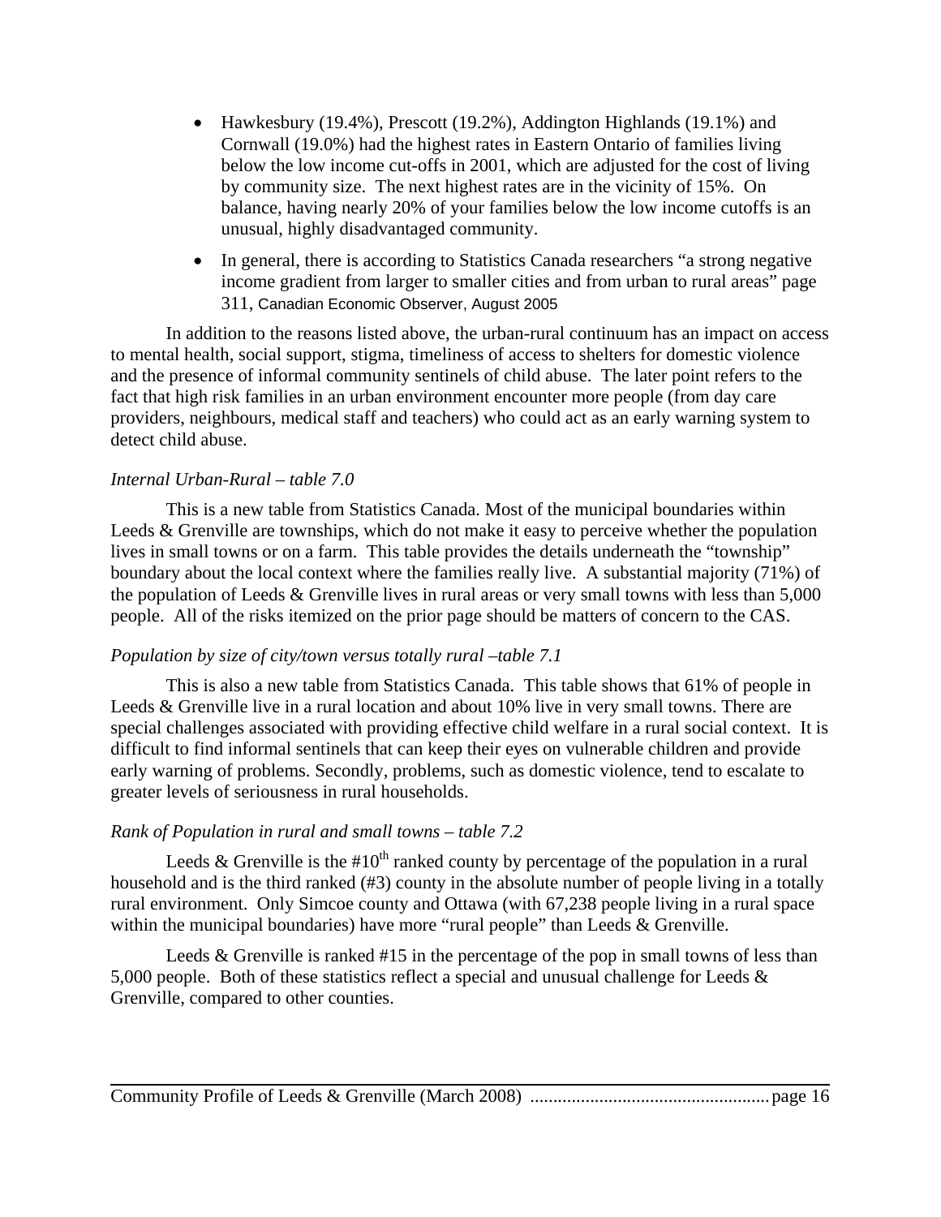- Hawkesbury (19.4%), Prescott (19.2%), Addington Highlands (19.1%) and Cornwall (19.0%) had the highest rates in Eastern Ontario of families living below the low income cut-offs in 2001, which are adjusted for the cost of living by community size. The next highest rates are in the vicinity of 15%. On balance, having nearly 20% of your families below the low income cutoffs is an unusual, highly disadvantaged community.
- In general, there is according to Statistics Canada researchers "a strong negative income gradient from larger to smaller cities and from urban to rural areas" page 311, Canadian Economic Observer, August 2005

In addition to the reasons listed above, the urban-rural continuum has an impact on access to mental health, social support, stigma, timeliness of access to shelters for domestic violence and the presence of informal community sentinels of child abuse. The later point refers to the fact that high risk families in an urban environment encounter more people (from day care providers, neighbours, medical staff and teachers) who could act as an early warning system to detect child abuse.

*Internal Urban-Rural – table 7.0*

This is a new table from Statistics Canada. Most of the municipal boundaries within Leeds & Grenville are townships, which do not make it easy to perceive whether the population lives in small towns or on a farm. This table provides the details underneath the "township" boundary about the local context where the families really live. A substantial majority (71%) of the population of Leeds & Grenville lives in rural areas or very small towns with less than 5,000 people. All of the risks itemized on the prior page should be matters of concern to the CAS.

*Population by size of city/town versus totally rural –table 7.1*

This is also a new table from Statistics Canada. This table shows that 61% of people in Leeds & Grenville live in a rural location and about 10% live in very small towns. There are special challenges associated with providing effective child welfare in a rural social context. It is difficult to find informal sentinels that can keep their eyes on vulnerable children and provide early warning of problems. Secondly, problems, such as domestic violence, tend to escalate to greater levels of seriousness in rural households.

*Rank of Population in rural and small towns – table 7.2*

Leeds & Grenville is the #10th ranked county by percentage of the population in a rural household and is the third ranked (#3) county in the absolute number of people living in a totally rural environment. Only Simcoe county and Ottawa (with 67,238 people living in a rural space within the municipal boundaries) have more "rural people" than Leeds & Grenville.

Leeds & Grenville is ranked #15 in the percentage of the pop in small towns of less than 5,000 people. Both of these statistics reflect a special and unusual challenge for Leeds & Grenville, compared to other counties.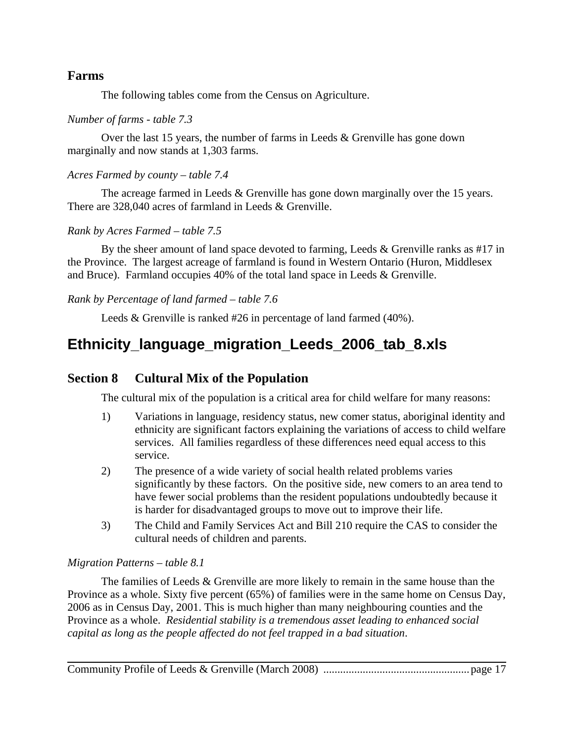## Farms

The following tables come from the Census on Agriculture.

*Number of farms - table 7.3*

Over the last 15 years, the number of farms in Leeds & Grenville has gone down marginally and now stands at 1,303 farms.

*Acres Farmed by county – table 7.4*

The acreage farmed in Leeds & Grenville has gone down marginally over the 15 years. There are 328,040 acres of farmland in Leeds & Grenville.

*Rank by Acres Farmed – table 7.5*

By the sheer amount of land space devoted to farming, Leeds & Grenville ranks as #17 in the Province. The largest acreage of farmland is found in Western Ontario (Huron, Middlesex and Bruce). Farmland occupies 40% of the total land space in Leeds & Grenville.

*Rank by Percentage of land farmed – table 7.6*

Leeds & Grenville is ranked #26 in percentage of land farmed (40%).

# Ethnicity_language_migration_Leeds_2006_tab_8.xls

## Section 8 Cultural Mix of the Population

The cultural mix of the population is a critical area for child welfare for many reasons:

1) Variations in language, residency status, new comer status, aboriginal identity and ethnicity are significant factors explaining the variations of access to child welfare services. All families regardless of these differences need equal access to this service.
2) The presence of a wide variety of social health related problems varies significantly by these factors. On the positive side, new comers to an area tend to have fewer social problems than the resident populations undoubtedly because it is harder for disadvantaged groups to move out to improve their life.
3) The Child and Family Services Act and Bill 210 require the CAS to consider the cultural needs of children and parents.

*Migration Patterns – table 8.1*

The families of Leeds & Grenville are more likely to remain in the same house than the Province as a whole. Sixty five percent (65%) of families were in the same home on Census Day, 2006 as in Census Day, 2001. This is much higher than many neighbouring counties and the Province as a whole. *Residential stability is a tremendous asset leading to enhanced social capital as long as the people affected do not feel trapped in a bad situation*.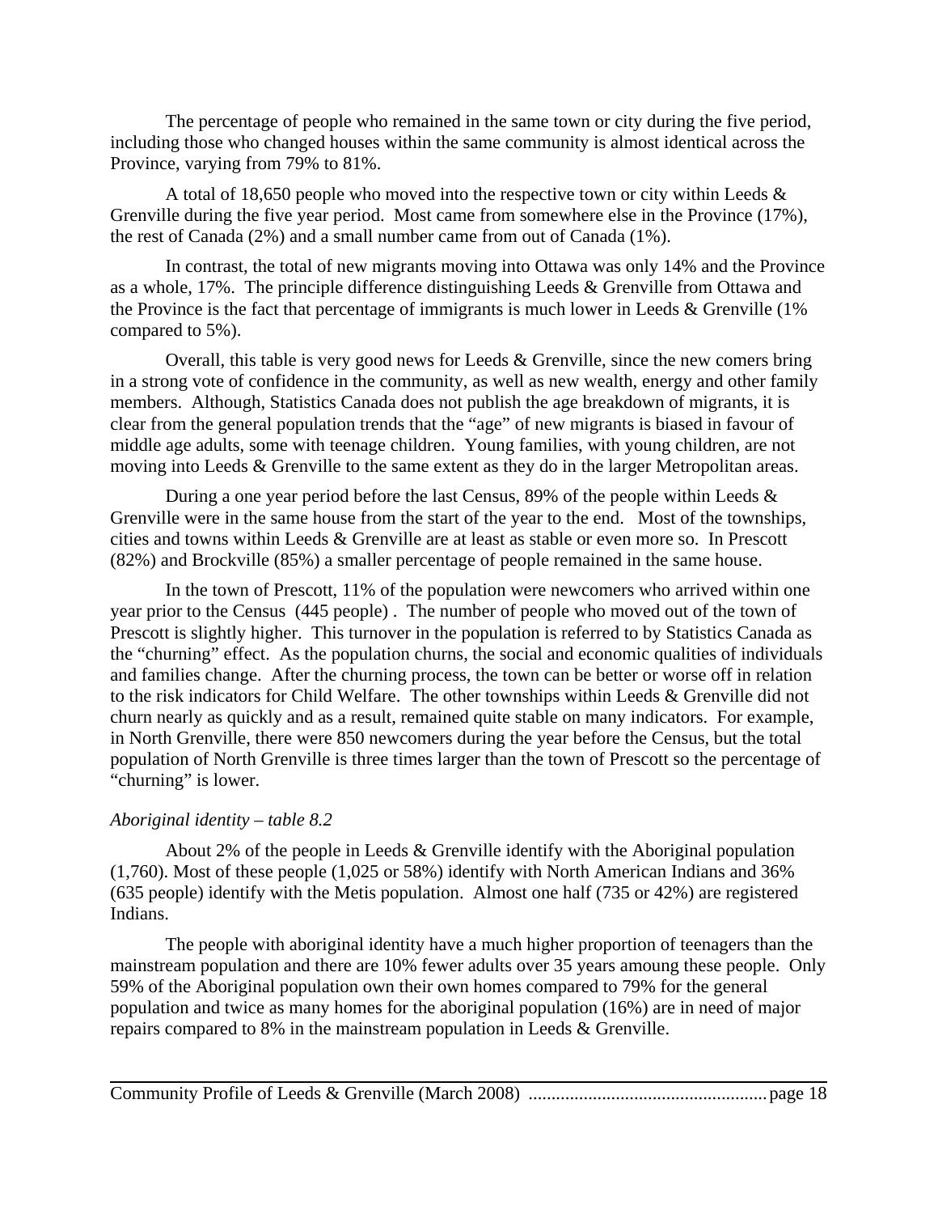The percentage of people who remained in the same town or city during the five period, including those who changed houses within the same community is almost identical across the Province, varying from 79% to 81%.

A total of 18,650 people who moved into the respective town or city within Leeds & Grenville during the five year period. Most came from somewhere else in the Province (17%), the rest of Canada (2%) and a small number came from out of Canada (1%).

In contrast, the total of new migrants moving into Ottawa was only 14% and the Province as a whole, 17%. The principle difference distinguishing Leeds & Grenville from Ottawa and the Province is the fact that percentage of immigrants is much lower in Leeds & Grenville (1% compared to 5%).

Overall, this table is very good news for Leeds & Grenville, since the new comers bring in a strong vote of confidence in the community, as well as new wealth, energy and other family members. Although, Statistics Canada does not publish the age breakdown of migrants, it is clear from the general population trends that the "age" of new migrants is biased in favour of middle age adults, some with teenage children. Young families, with young children, are not moving into Leeds & Grenville to the same extent as they do in the larger Metropolitan areas.

During a one year period before the last Census, 89% of the people within Leeds & Grenville were in the same house from the start of the year to the end. Most of the townships, cities and towns within Leeds & Grenville are at least as stable or even more so. In Prescott (82%) and Brockville (85%) a smaller percentage of people remained in the same house.

In the town of Prescott, 11% of the population were newcomers who arrived within one year prior to the Census (445 people) . The number of people who moved out of the town of Prescott is slightly higher. This turnover in the population is referred to by Statistics Canada as the "churning" effect. As the population churns, the social and economic qualities of individuals and families change. After the churning process, the town can be better or worse off in relation to the risk indicators for Child Welfare. The other townships within Leeds & Grenville did not churn nearly as quickly and as a result, remained quite stable on many indicators. For example, in North Grenville, there were 850 newcomers during the year before the Census, but the total population of North Grenville is three times larger than the town of Prescott so the percentage of "churning" is lower.

*Aboriginal identity – table 8.2*

About 2% of the people in Leeds & Grenville identify with the Aboriginal population (1,760). Most of these people (1,025 or 58%) identify with North American Indians and 36% (635 people) identify with the Metis population. Almost one half (735 or 42%) are registered Indians.

The people with aboriginal identity have a much higher proportion of teenagers than the mainstream population and there are 10% fewer adults over 35 years amoung these people. Only 59% of the Aboriginal population own their own homes compared to 79% for the general population and twice as many homes for the aboriginal population (16%) are in need of major repairs compared to 8% in the mainstream population in Leeds & Grenville.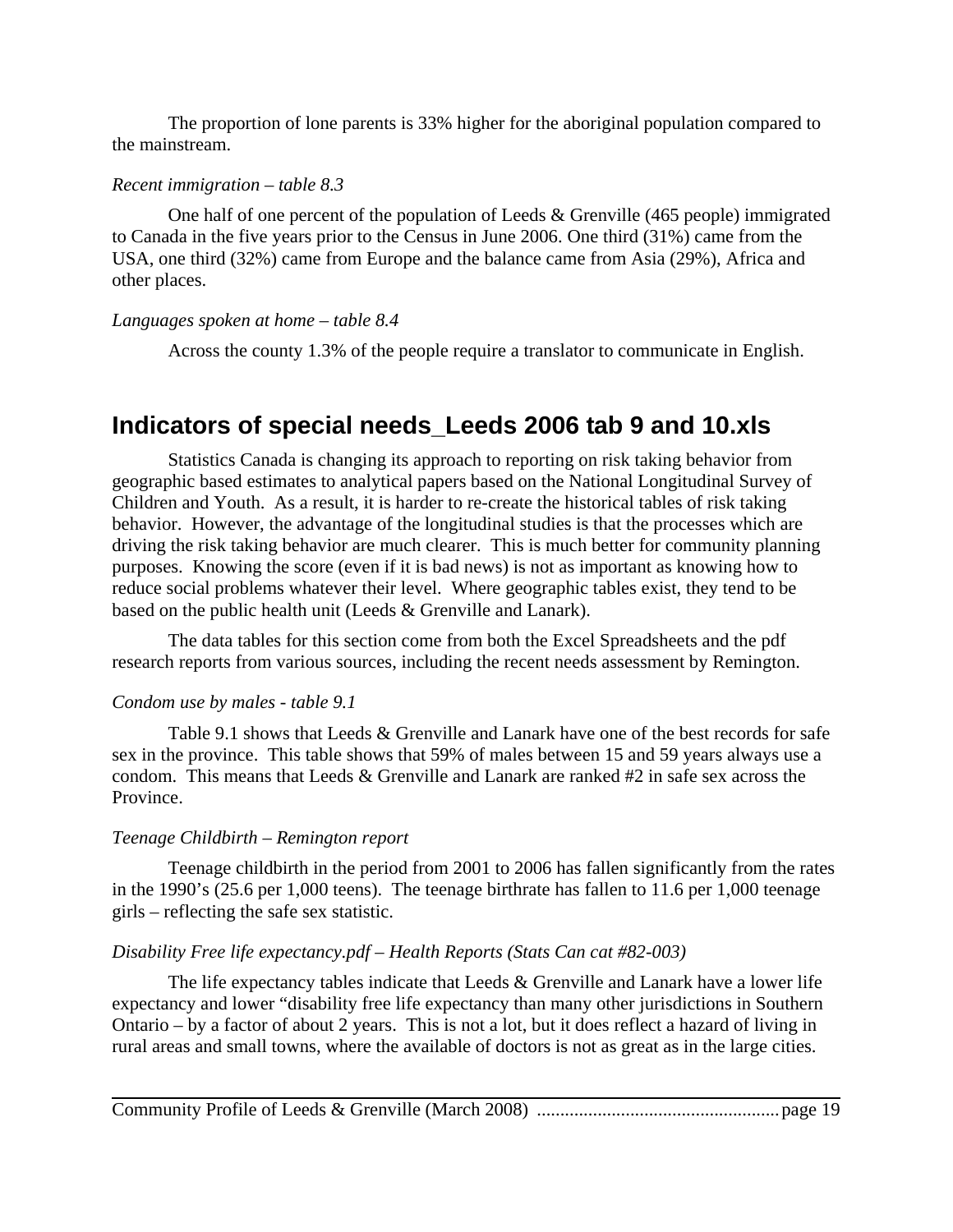The proportion of lone parents is 33% higher for the aboriginal population compared to the mainstream.

*Recent immigration – table 8.3*

One half of one percent of the population of Leeds & Grenville (465 people) immigrated to Canada in the five years prior to the Census in June 2006. One third (31%) came from the USA, one third (32%) came from Europe and the balance came from Asia (29%), Africa and other places.

*Languages spoken at home – table 8.4*

Across the county 1.3% of the people require a translator to communicate in English.

## Indicators of special needs_Leeds 2006 tab 9 and 10.xls

Statistics Canada is changing its approach to reporting on risk taking behavior from geographic based estimates to analytical papers based on the National Longitudinal Survey of Children and Youth. As a result, it is harder to re-create the historical tables of risk taking behavior. However, the advantage of the longitudinal studies is that the processes which are driving the risk taking behavior are much clearer. This is much better for community planning purposes. Knowing the score (even if it is bad news) is not as important as knowing how to reduce social problems whatever their level. Where geographic tables exist, they tend to be based on the public health unit (Leeds & Grenville and Lanark).

The data tables for this section come from both the Excel Spreadsheets and the pdf research reports from various sources, including the recent needs assessment by Remington.

*Condom use by males - table 9.1*

Table 9.1 shows that Leeds & Grenville and Lanark have one of the best records for safe sex in the province. This table shows that 59% of males between 15 and 59 years always use a condom. This means that Leeds & Grenville and Lanark are ranked #2 in safe sex across the Province.

*Teenage Childbirth – Remington report*

Teenage childbirth in the period from 2001 to 2006 has fallen significantly from the rates in the 1990's (25.6 per 1,000 teens). The teenage birthrate has fallen to 11.6 per 1,000 teenage girls – reflecting the safe sex statistic.

*Disability Free life expectancy.pdf – Health Reports (Stats Can cat #82-003)*

The life expectancy tables indicate that Leeds & Grenville and Lanark have a lower life expectancy and lower "disability free life expectancy than many other jurisdictions in Southern Ontario – by a factor of about 2 years. This is not a lot, but it does reflect a hazard of living in rural areas and small towns, where the available of doctors is not as great as in the large cities.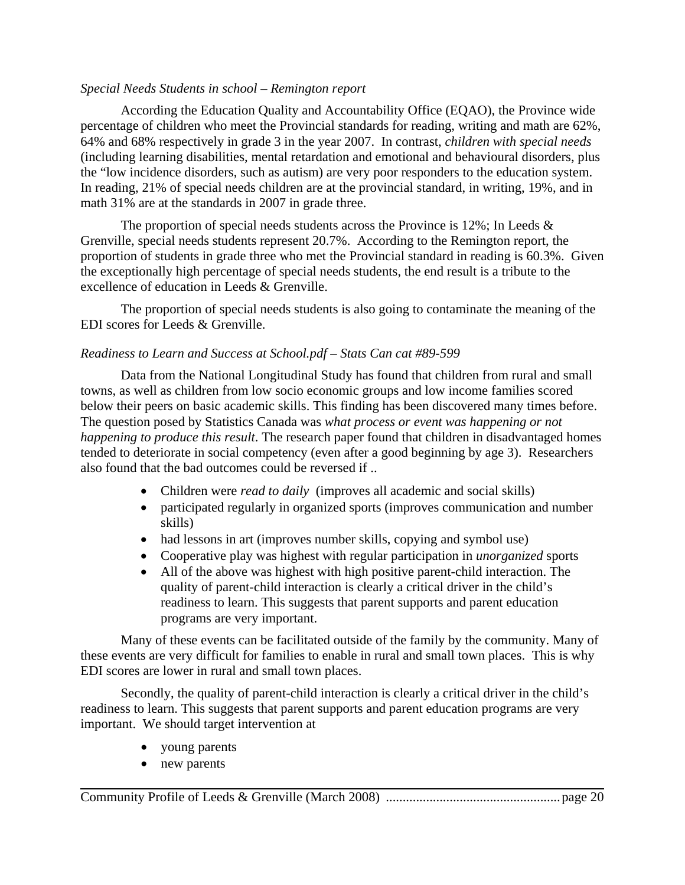*Special Needs Students in school – Remington report*

According the Education Quality and Accountability Office (EQAO), the Province wide percentage of children who meet the Provincial standards for reading, writing and math are 62%, 64% and 68% respectively in grade 3 in the year 2007. In contrast, *children with special needs* (including learning disabilities, mental retardation and emotional and behavioural disorders, plus the "low incidence disorders, such as autism) are very poor responders to the education system. In reading, 21% of special needs children are at the provincial standard, in writing, 19%, and in math 31% are at the standards in 2007 in grade three.

The proportion of special needs students across the Province is 12%; In Leeds & Grenville, special needs students represent 20.7%. According to the Remington report, the proportion of students in grade three who met the Provincial standard in reading is 60.3%. Given the exceptionally high percentage of special needs students, the end result is a tribute to the excellence of education in Leeds & Grenville.

The proportion of special needs students is also going to contaminate the meaning of the EDI scores for Leeds & Grenville.

*Readiness to Learn and Success at School.pdf – Stats Can cat #89-599*

Data from the National Longitudinal Study has found that children from rural and small towns, as well as children from low socio economic groups and low income families scored below their peers on basic academic skills. This finding has been discovered many times before. The question posed by Statistics Canada was *what process or event was happening or not happening to produce this result*. The research paper found that children in disadvantaged homes tended to deteriorate in social competency (even after a good beginning by age 3). Researchers also found that the bad outcomes could be reversed if ..

- Children were *read to daily* (improves all academic and social skills)
- participated regularly in organized sports (improves communication and number skills)
- had lessons in art (improves number skills, copying and symbol use)
- Cooperative play was highest with regular participation in *unorganized* sports
- All of the above was highest with high positive parent-child interaction. The quality of parent-child interaction is clearly a critical driver in the child's readiness to learn. This suggests that parent supports and parent education programs are very important.

Many of these events can be facilitated outside of the family by the community. Many of these events are very difficult for families to enable in rural and small town places. This is why EDI scores are lower in rural and small town places.

Secondly, the quality of parent-child interaction is clearly a critical driver in the child's readiness to learn. This suggests that parent supports and parent education programs are very important. We should target intervention at

- young parents
- new parents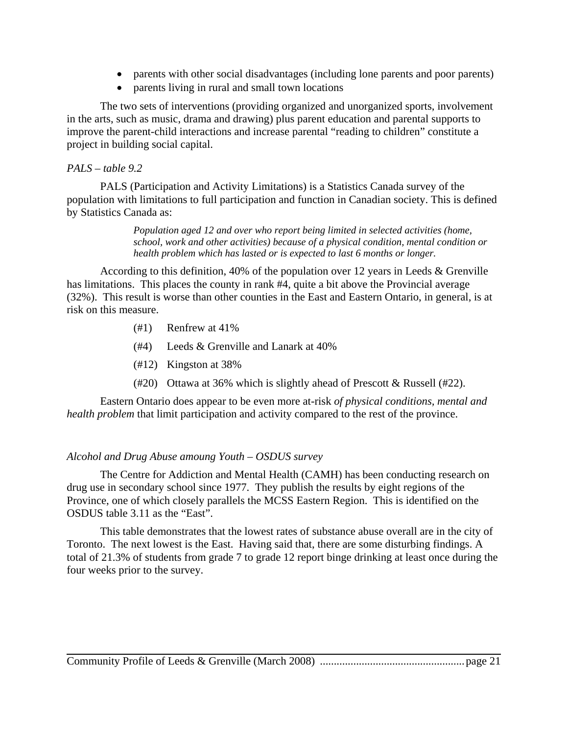- parents with other social disadvantages (including lone parents and poor parents)
- parents living in rural and small town locations

The two sets of interventions (providing organized and unorganized sports, involvement in the arts, such as music, drama and drawing) plus parent education and parental supports to improve the parent-child interactions and increase parental "reading to children" constitute a project in building social capital.

*PALS – table 9.2*

PALS (Participation and Activity Limitations) is a Statistics Canada survey of the population with limitations to full participation and function in Canadian society. This is defined by Statistics Canada as:

> *Population aged 12 and over who report being limited in selected activities (home, school, work and other activities) because of a physical condition, mental condition or health problem which has lasted or is expected to last 6 months or longer.*

According to this definition, 40% of the population over 12 years in Leeds & Grenville has limitations. This places the county in rank #4, quite a bit above the Provincial average (32%). This result is worse than other counties in the East and Eastern Ontario, in general, is at risk on this measure.

(#1) Renfrew at 41%

(#4) Leeds & Grenville and Lanark at 40%

(#12) Kingston at 38%

(#20) Ottawa at 36% which is slightly ahead of Prescott & Russell (#22).

Eastern Ontario does appear to be even more at-risk *of physical conditions, mental and health problem* that limit participation and activity compared to the rest of the province.

*Alcohol and Drug Abuse amoung Youth – OSDUS survey*

The Centre for Addiction and Mental Health (CAMH) has been conducting research on drug use in secondary school since 1977. They publish the results by eight regions of the Province, one of which closely parallels the MCSS Eastern Region. This is identified on the OSDUS table 3.11 as the "East".

This table demonstrates that the lowest rates of substance abuse overall are in the city of Toronto. The next lowest is the East. Having said that, there are some disturbing findings. A total of 21.3% of students from grade 7 to grade 12 report binge drinking at least once during the four weeks prior to the survey.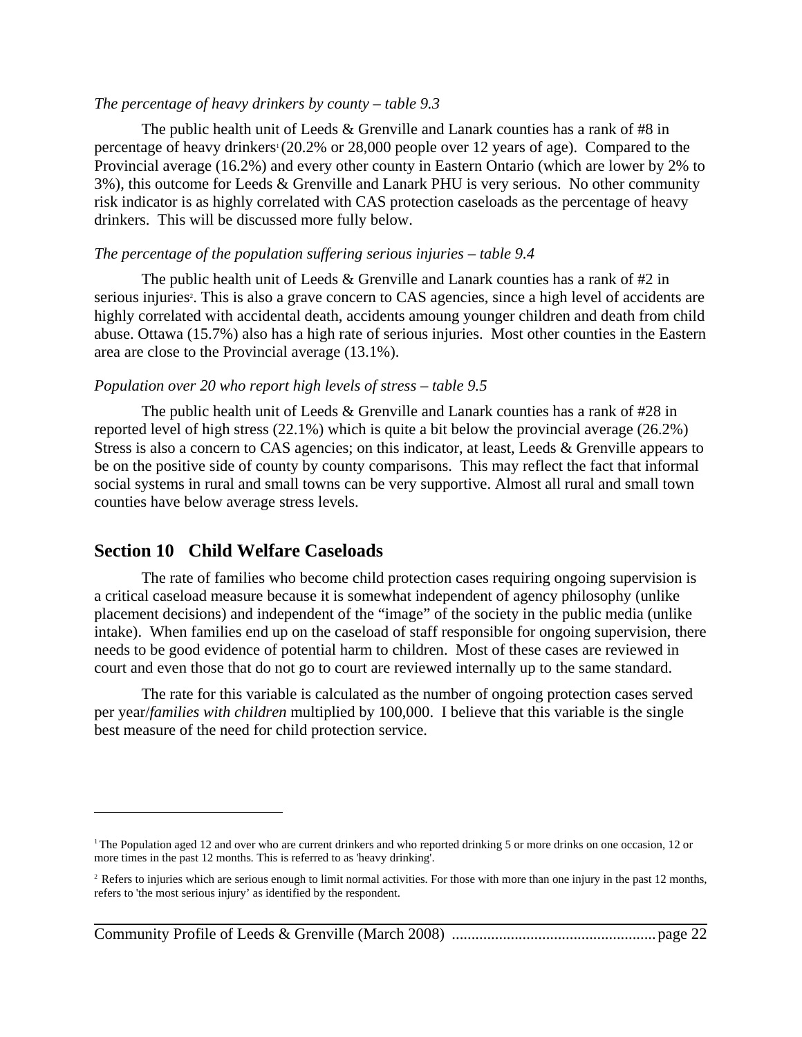*The percentage of heavy drinkers by county – table 9.3*

The public health unit of Leeds & Grenville and Lanark counties has a rank of #8 in percentage of heavy drinkers[1] (20.2% or 28,000 people over 12 years of age). Compared to the Provincial average (16.2%) and every other county in Eastern Ontario (which are lower by 2% to 3%), this outcome for Leeds & Grenville and Lanark PHU is very serious. No other community risk indicator is as highly correlated with CAS protection caseloads as the percentage of heavy drinkers. This will be discussed more fully below.

*The percentage of the population suffering serious injuries – table 9.4*

The public health unit of Leeds & Grenville and Lanark counties has a rank of #2 in serious injuries[2]. This is also a grave concern to CAS agencies, since a high level of accidents are highly correlated with accidental death, accidents amoung younger children and death from child abuse. Ottawa (15.7%) also has a high rate of serious injuries. Most other counties in the Eastern area are close to the Provincial average (13.1%).

*Population over 20 who report high levels of stress – table 9.5*

The public health unit of Leeds & Grenville and Lanark counties has a rank of #28 in reported level of high stress (22.1%) which is quite a bit below the provincial average (26.2%) Stress is also a concern to CAS agencies; on this indicator, at least, Leeds & Grenville appears to be on the positive side of county by county comparisons. This may reflect the fact that informal social systems in rural and small towns can be very supportive. Almost all rural and small town counties have below average stress levels.

## Section 10 Child Welfare Caseloads

The rate of families who become child protection cases requiring ongoing supervision is a critical caseload measure because it is somewhat independent of agency philosophy (unlike placement decisions) and independent of the "image" of the society in the public media (unlike intake). When families end up on the caseload of staff responsible for ongoing supervision, there needs to be good evidence of potential harm to children. Most of these cases are reviewed in court and even those that do not go to court are reviewed internally up to the same standard.

The rate for this variable is calculated as the number of ongoing protection cases served per year/*families with children* multiplied by 100,000. I believe that this variable is the single best measure of the need for child protection service.

---

[1] The Population aged 12 and over who are current drinkers and who reported drinking 5 or more drinks on one occasion, 12 or more times in the past 12 months. This is referred to as 'heavy drinking'.

[2] Refers to injuries which are serious enough to limit normal activities. For those with more than one injury in the past 12 months, refers to 'the most serious injury' as identified by the respondent.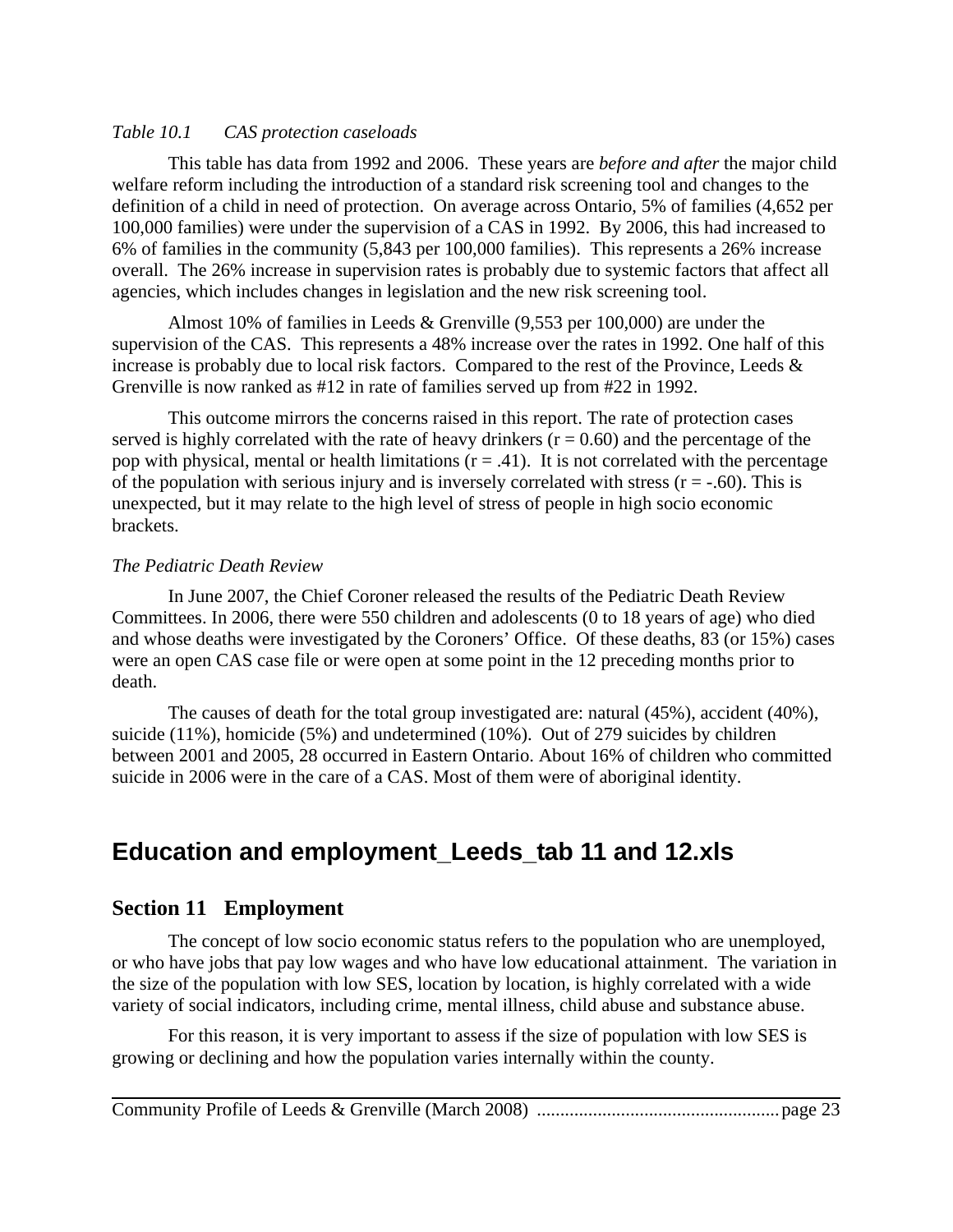*Table 10.1 CAS protection caseloads*

This table has data from 1992 and 2006. These years are *before and after* the major child welfare reform including the introduction of a standard risk screening tool and changes to the definition of a child in need of protection. On average across Ontario, 5% of families (4,652 per 100,000 families) were under the supervision of a CAS in 1992. By 2006, this had increased to 6% of families in the community (5,843 per 100,000 families). This represents a 26% increase overall. The 26% increase in supervision rates is probably due to systemic factors that affect all agencies, which includes changes in legislation and the new risk screening tool.

Almost 10% of families in Leeds & Grenville (9,553 per 100,000) are under the supervision of the CAS. This represents a 48% increase over the rates in 1992. One half of this increase is probably due to local risk factors. Compared to the rest of the Province, Leeds & Grenville is now ranked as #12 in rate of families served up from #22 in 1992.

This outcome mirrors the concerns raised in this report. The rate of protection cases served is highly correlated with the rate of heavy drinkers ($r = 0.60$) and the percentage of the pop with physical, mental or health limitations ($r = .41$). It is not correlated with the percentage of the population with serious injury and is inversely correlated with stress ($r = -.60$). This is unexpected, but it may relate to the high level of stress of people in high socio economic brackets.

*The Pediatric Death Review*

In June 2007, the Chief Coroner released the results of the Pediatric Death Review Committees. In 2006, there were 550 children and adolescents (0 to 18 years of age) who died and whose deaths were investigated by the Coroners' Office. Of these deaths, 83 (or 15%) cases were an open CAS case file or were open at some point in the 12 preceding months prior to death.

The causes of death for the total group investigated are: natural (45%), accident (40%), suicide (11%), homicide (5%) and undetermined (10%). Out of 279 suicides by children between 2001 and 2005, 28 occurred in Eastern Ontario. About 16% of children who committed suicide in 2006 were in the care of a CAS. Most of them were of aboriginal identity.

# Education and employment_Leeds_tab 11 and 12.xls

## Section 11 Employment

The concept of low socio economic status refers to the population who are unemployed, or who have jobs that pay low wages and who have low educational attainment. The variation in the size of the population with low SES, location by location, is highly correlated with a wide variety of social indicators, including crime, mental illness, child abuse and substance abuse.

For this reason, it is very important to assess if the size of population with low SES is growing or declining and how the population varies internally within the county.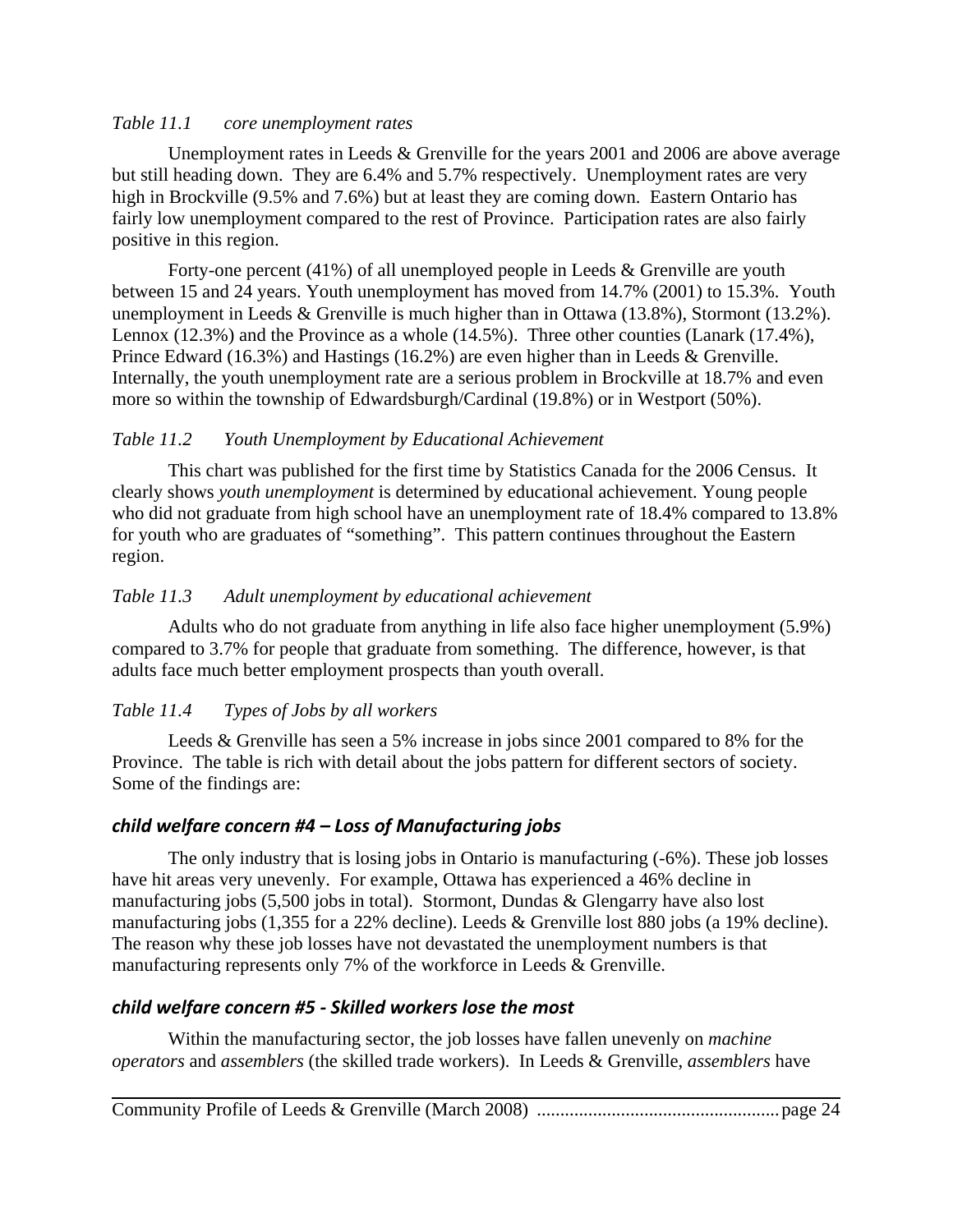*Table 11.1 core unemployment rates*

Unemployment rates in Leeds & Grenville for the years 2001 and 2006 are above average but still heading down. They are 6.4% and 5.7% respectively. Unemployment rates are very high in Brockville (9.5% and 7.6%) but at least they are coming down. Eastern Ontario has fairly low unemployment compared to the rest of Province. Participation rates are also fairly positive in this region.

Forty-one percent (41%) of all unemployed people in Leeds & Grenville are youth between 15 and 24 years. Youth unemployment has moved from 14.7% (2001) to 15.3%. Youth unemployment in Leeds & Grenville is much higher than in Ottawa (13.8%), Stormont (13.2%). Lennox (12.3%) and the Province as a whole (14.5%). Three other counties (Lanark (17.4%), Prince Edward (16.3%) and Hastings (16.2%) are even higher than in Leeds & Grenville. Internally, the youth unemployment rate are a serious problem in Brockville at 18.7% and even more so within the township of Edwardsburgh/Cardinal (19.8%) or in Westport (50%).

*Table 11.2 Youth Unemployment by Educational Achievement*

This chart was published for the first time by Statistics Canada for the 2006 Census. It clearly shows *youth unemployment* is determined by educational achievement. Young people who did not graduate from high school have an unemployment rate of 18.4% compared to 13.8% for youth who are graduates of "something". This pattern continues throughout the Eastern region.

*Table 11.3 Adult unemployment by educational achievement*

Adults who do not graduate from anything in life also face higher unemployment (5.9%) compared to 3.7% for people that graduate from something. The difference, however, is that adults face much better employment prospects than youth overall.

*Table 11.4 Types of Jobs by all workers*

Leeds & Grenville has seen a 5% increase in jobs since 2001 compared to 8% for the Province. The table is rich with detail about the jobs pattern for different sectors of society. Some of the findings are:

### *child welfare concern #4 – Loss of Manufacturing jobs*

The only industry that is losing jobs in Ontario is manufacturing (-6%). These job losses have hit areas very unevenly. For example, Ottawa has experienced a 46% decline in manufacturing jobs (5,500 jobs in total). Stormont, Dundas & Glengarry have also lost manufacturing jobs (1,355 for a 22% decline). Leeds & Grenville lost 880 jobs (a 19% decline). The reason why these job losses have not devastated the unemployment numbers is that manufacturing represents only 7% of the workforce in Leeds & Grenville.

### *child welfare concern #5 - Skilled workers lose the most*

Within the manufacturing sector, the job losses have fallen unevenly on *machine operators* and *assemblers* (the skilled trade workers). In Leeds & Grenville, *assemblers* have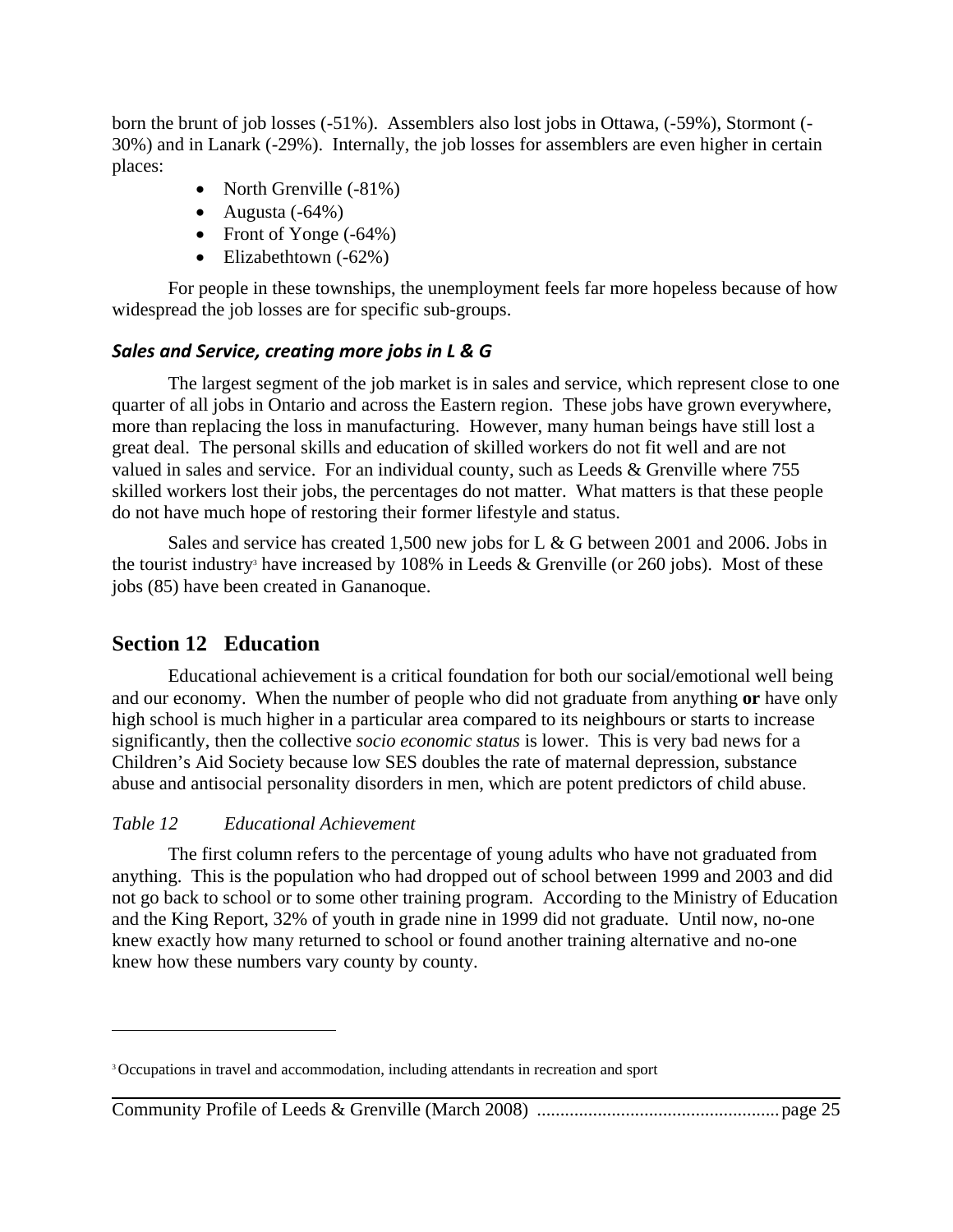born the brunt of job losses (-51%). Assemblers also lost jobs in Ottawa, (-59%), Stormont (-30%) and in Lanark (-29%). Internally, the job losses for assemblers are even higher in certain places:

- North Grenville (-81%)
- Augusta (-64%)
- Front of Yonge (-64%)
- Elizabethtown (-62%)

For people in these townships, the unemployment feels far more hopeless because of how widespread the job losses are for specific sub-groups.

### *Sales and Service, creating more jobs in L & G*

The largest segment of the job market is in sales and service, which represent close to one quarter of all jobs in Ontario and across the Eastern region. These jobs have grown everywhere, more than replacing the loss in manufacturing. However, many human beings have still lost a great deal. The personal skills and education of skilled workers do not fit well and are not valued in sales and service. For an individual county, such as Leeds & Grenville where 755 skilled workers lost their jobs, the percentages do not matter. What matters is that these people do not have much hope of restoring their former lifestyle and status.

Sales and service has created 1,500 new jobs for L & G between 2001 and 2006. Jobs in the tourist industry[3] have increased by 108% in Leeds & Grenville (or 260 jobs). Most of these jobs (85) have been created in Gananoque.

## Section 12 Education

Educational achievement is a critical foundation for both our social/emotional well being and our economy. When the number of people who did not graduate from anything **or** have only high school is much higher in a particular area compared to its neighbours or starts to increase significantly, then the collective *socio economic status* is lower. This is very bad news for a Children's Aid Society because low SES doubles the rate of maternal depression, substance abuse and antisocial personality disorders in men, which are potent predictors of child abuse.

*Table 12 Educational Achievement*

The first column refers to the percentage of young adults who have not graduated from anything. This is the population who had dropped out of school between 1999 and 2003 and did not go back to school or to some other training program. According to the Ministry of Education and the King Report, 32% of youth in grade nine in 1999 did not graduate. Until now, no-one knew exactly how many returned to school or found another training alternative and no-one knew how these numbers vary county by county.

---

[3] Occupations in travel and accommodation, including attendants in recreation and sport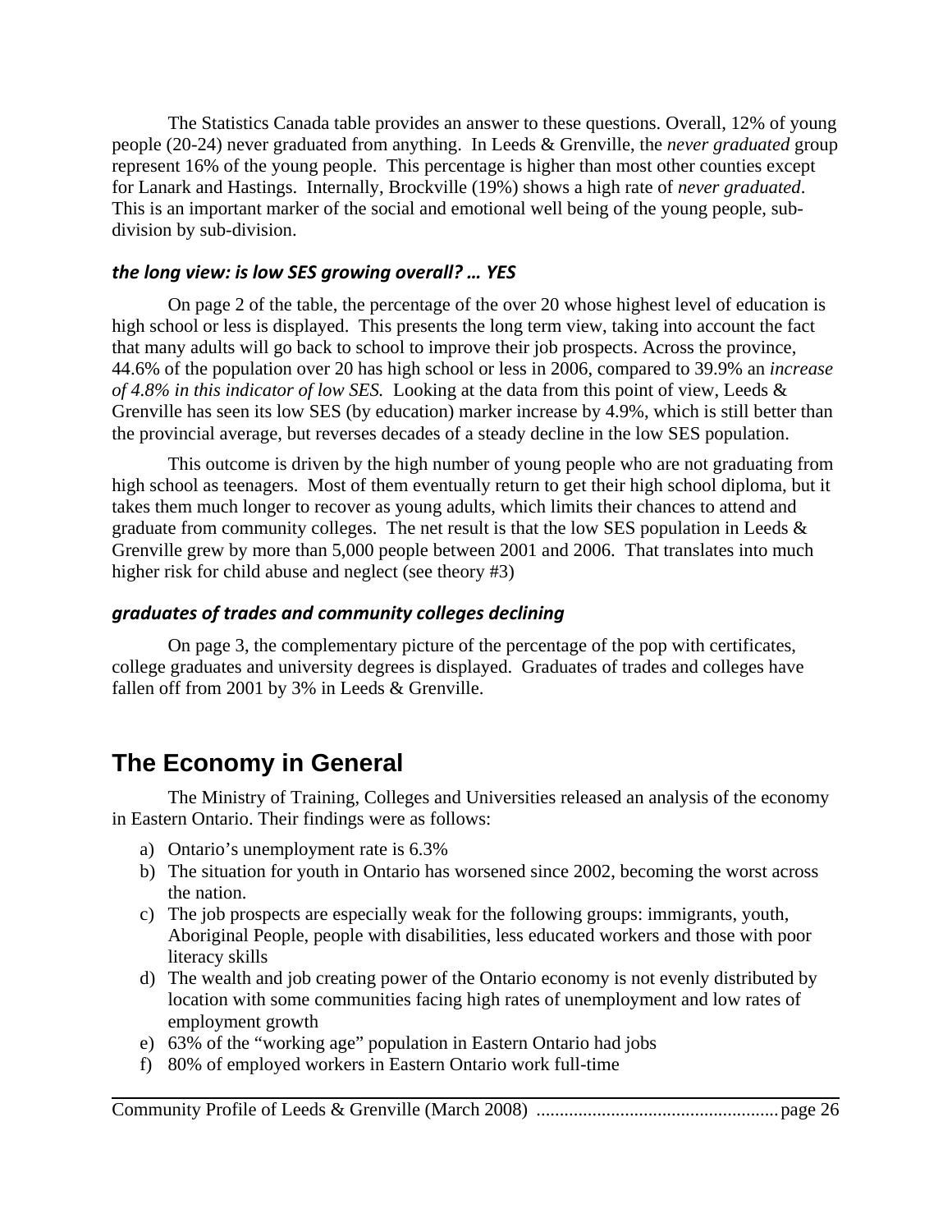The Statistics Canada table provides an answer to these questions. Overall, 12% of young people (20-24) never graduated from anything. In Leeds & Grenville, the *never graduated* group represent 16% of the young people. This percentage is higher than most other counties except for Lanark and Hastings. Internally, Brockville (19%) shows a high rate of *never graduated*. This is an important marker of the social and emotional well being of the young people, sub-division by sub-division.

### *the long view: is low SES growing overall? … YES*

On page 2 of the table, the percentage of the over 20 whose highest level of education is high school or less is displayed. This presents the long term view, taking into account the fact that many adults will go back to school to improve their job prospects. Across the province, 44.6% of the population over 20 has high school or less in 2006, compared to 39.9% an *increase of 4.8% in this indicator of low SES.* Looking at the data from this point of view, Leeds & Grenville has seen its low SES (by education) marker increase by 4.9%, which is still better than the provincial average, but reverses decades of a steady decline in the low SES population.

This outcome is driven by the high number of young people who are not graduating from high school as teenagers. Most of them eventually return to get their high school diploma, but it takes them much longer to recover as young adults, which limits their chances to attend and graduate from community colleges. The net result is that the low SES population in Leeds & Grenville grew by more than 5,000 people between 2001 and 2006. That translates into much higher risk for child abuse and neglect (see theory #3)

### *graduates of trades and community colleges declining*

On page 3, the complementary picture of the percentage of the pop with certificates, college graduates and university degrees is displayed. Graduates of trades and colleges have fallen off from 2001 by 3% in Leeds & Grenville.

## The Economy in General

The Ministry of Training, Colleges and Universities released an analysis of the economy in Eastern Ontario. Their findings were as follows:

a) Ontario's unemployment rate is 6.3%
b) The situation for youth in Ontario has worsened since 2002, becoming the worst across the nation.
c) The job prospects are especially weak for the following groups: immigrants, youth, Aboriginal People, people with disabilities, less educated workers and those with poor literacy skills
d) The wealth and job creating power of the Ontario economy is not evenly distributed by location with some communities facing high rates of unemployment and low rates of employment growth
e) 63% of the "working age" population in Eastern Ontario had jobs
f) 80% of employed workers in Eastern Ontario work full-time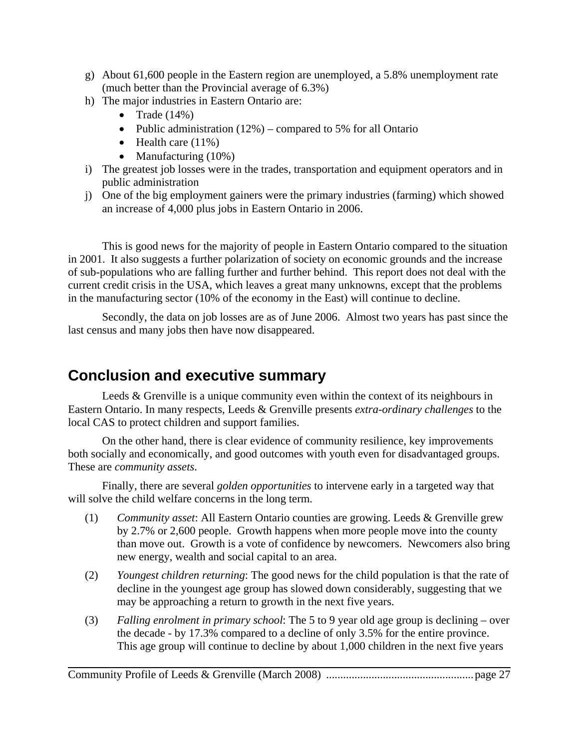g) About 61,600 people in the Eastern region are unemployed, a 5.8% unemployment rate (much better than the Provincial average of 6.3%)
h) The major industries in Eastern Ontario are:
    - Trade (14%)
    - Public administration (12%) – compared to 5% for all Ontario
    - Health care (11%)
    - Manufacturing (10%)
i) The greatest job losses were in the trades, transportation and equipment operators and in public administration
j) One of the big employment gainers were the primary industries (farming) which showed an increase of 4,000 plus jobs in Eastern Ontario in 2006.

This is good news for the majority of people in Eastern Ontario compared to the situation in 2001. It also suggests a further polarization of society on economic grounds and the increase of sub-populations who are falling further and further behind. This report does not deal with the current credit crisis in the USA, which leaves a great many unknowns, except that the problems in the manufacturing sector (10% of the economy in the East) will continue to decline.

Secondly, the data on job losses are as of June 2006. Almost two years has past since the last census and many jobs then have now disappeared.

## Conclusion and executive summary

Leeds & Grenville is a unique community even within the context of its neighbours in Eastern Ontario. In many respects, Leeds & Grenville presents *extra-ordinary challenges* to the local CAS to protect children and support families.

On the other hand, there is clear evidence of community resilience, key improvements both socially and economically, and good outcomes with youth even for disadvantaged groups. These are *community assets*.

Finally, there are several *golden opportunities* to intervene early in a targeted way that will solve the child welfare concerns in the long term.

(1) *Community asset*: All Eastern Ontario counties are growing. Leeds & Grenville grew by 2.7% or 2,600 people. Growth happens when more people move into the county than move out. Growth is a vote of confidence by newcomers. Newcomers also bring new energy, wealth and social capital to an area.

(2) *Youngest children returning*: The good news for the child population is that the rate of decline in the youngest age group has slowed down considerably, suggesting that we may be approaching a return to growth in the next five years.

(3) *Falling enrolment in primary school*: The 5 to 9 year old age group is declining – over the decade - by 17.3% compared to a decline of only 3.5% for the entire province. This age group will continue to decline by about 1,000 children in the next five years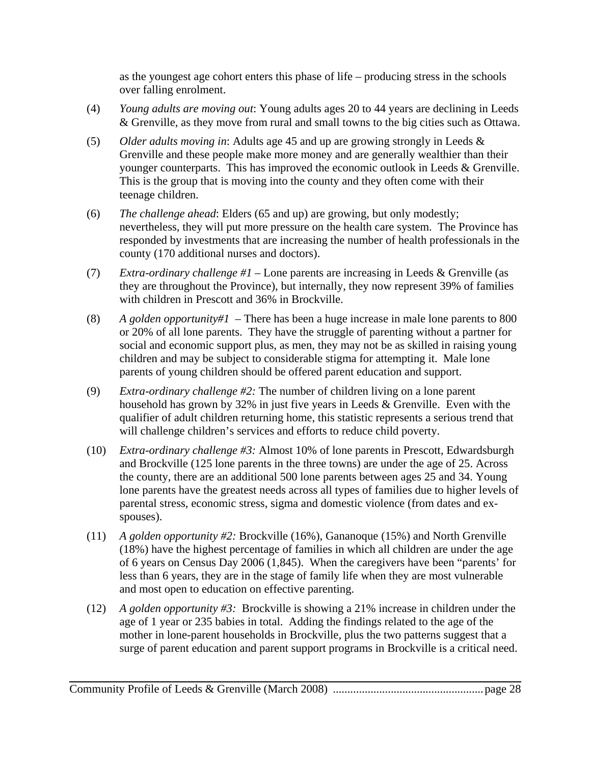as the youngest age cohort enters this phase of life – producing stress in the schools over falling enrolment.

(4) *Young adults are moving out*: Young adults ages 20 to 44 years are declining in Leeds & Grenville, as they move from rural and small towns to the big cities such as Ottawa.

(5) *Older adults moving in*: Adults age 45 and up are growing strongly in Leeds & Grenville and these people make more money and are generally wealthier than their younger counterparts. This has improved the economic outlook in Leeds & Grenville. This is the group that is moving into the county and they often come with their teenage children.

(6) *The challenge ahead*: Elders (65 and up) are growing, but only modestly; nevertheless, they will put more pressure on the health care system. The Province has responded by investments that are increasing the number of health professionals in the county (170 additional nurses and doctors).

(7) *Extra-ordinary challenge #1* – Lone parents are increasing in Leeds & Grenville (as they are throughout the Province), but internally, they now represent 39% of families with children in Prescott and 36% in Brockville.

(8) *A golden opportunity#1* – There has been a huge increase in male lone parents to 800 or 20% of all lone parents. They have the struggle of parenting without a partner for social and economic support plus, as men, they may not be as skilled in raising young children and may be subject to considerable stigma for attempting it. Male lone parents of young children should be offered parent education and support.

(9) *Extra-ordinary challenge #2:* The number of children living on a lone parent household has grown by 32% in just five years in Leeds & Grenville. Even with the qualifier of adult children returning home, this statistic represents a serious trend that will challenge children's services and efforts to reduce child poverty.

(10) *Extra-ordinary challenge #3:* Almost 10% of lone parents in Prescott, Edwardsburgh and Brockville (125 lone parents in the three towns) are under the age of 25. Across the county, there are an additional 500 lone parents between ages 25 and 34. Young lone parents have the greatest needs across all types of families due to higher levels of parental stress, economic stress, sigma and domestic violence (from dates and ex-spouses).

(11) *A golden opportunity #2:* Brockville (16%), Gananoque (15%) and North Grenville (18%) have the highest percentage of families in which all children are under the age of 6 years on Census Day 2006 (1,845). When the caregivers have been "parents' for less than 6 years, they are in the stage of family life when they are most vulnerable and most open to education on effective parenting.

(12) *A golden opportunity #3:* Brockville is showing a 21% increase in children under the age of 1 year or 235 babies in total. Adding the findings related to the age of the mother in lone-parent households in Brockville, plus the two patterns suggest that a surge of parent education and parent support programs in Brockville is a critical need.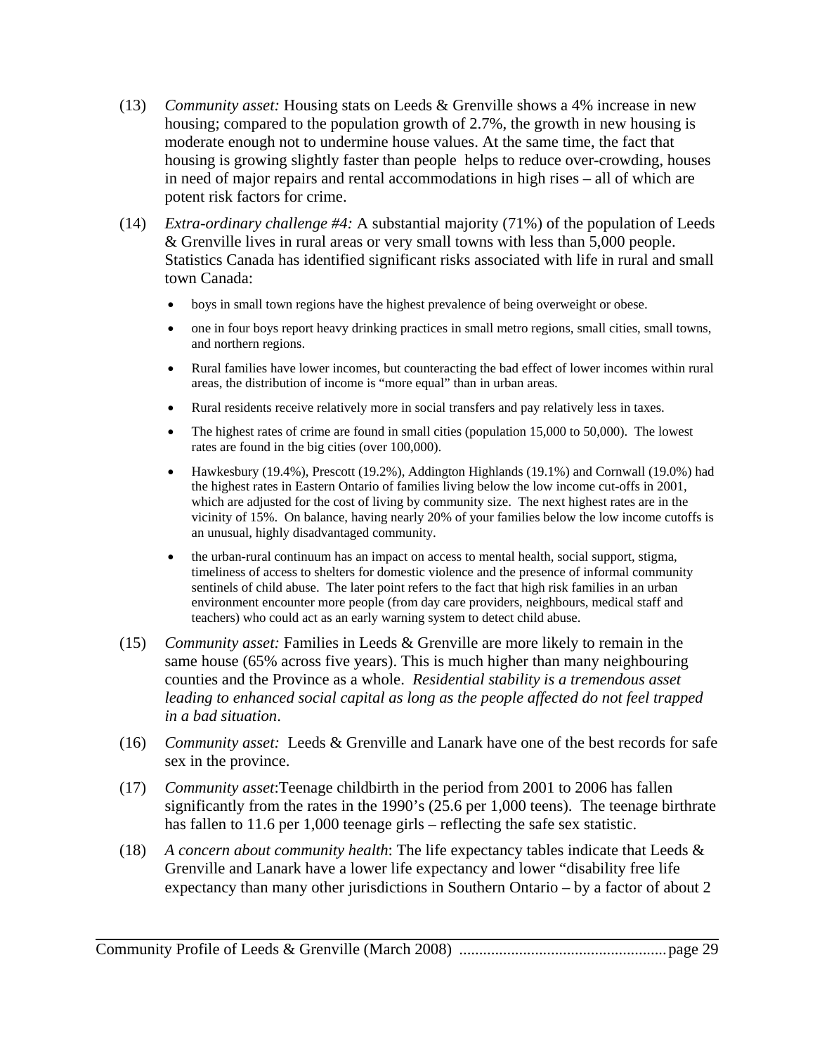(13) *Community asset:* Housing stats on Leeds & Grenville shows a 4% increase in new housing; compared to the population growth of 2.7%, the growth in new housing is moderate enough not to undermine house values. At the same time, the fact that housing is growing slightly faster than people helps to reduce over-crowding, houses in need of major repairs and rental accommodations in high rises – all of which are potent risk factors for crime.

(14) *Extra-ordinary challenge #4:* A substantial majority (71%) of the population of Leeds & Grenville lives in rural areas or very small towns with less than 5,000 people. Statistics Canada has identified significant risks associated with life in rural and small town Canada:

- boys in small town regions have the highest prevalence of being overweight or obese.
- one in four boys report heavy drinking practices in small metro regions, small cities, small towns, and northern regions.
- Rural families have lower incomes, but counteracting the bad effect of lower incomes within rural areas, the distribution of income is "more equal" than in urban areas.
- Rural residents receive relatively more in social transfers and pay relatively less in taxes.
- The highest rates of crime are found in small cities (population 15,000 to 50,000). The lowest rates are found in the big cities (over 100,000).
- Hawkesbury (19.4%), Prescott (19.2%), Addington Highlands (19.1%) and Cornwall (19.0%) had the highest rates in Eastern Ontario of families living below the low income cut-offs in 2001, which are adjusted for the cost of living by community size. The next highest rates are in the vicinity of 15%. On balance, having nearly 20% of your families below the low income cutoffs is an unusual, highly disadvantaged community.
- the urban-rural continuum has an impact on access to mental health, social support, stigma, timeliness of access to shelters for domestic violence and the presence of informal community sentinels of child abuse. The later point refers to the fact that high risk families in an urban environment encounter more people (from day care providers, neighbours, medical staff and teachers) who could act as an early warning system to detect child abuse.

(15) *Community asset:* Families in Leeds & Grenville are more likely to remain in the same house (65% across five years). This is much higher than many neighbouring counties and the Province as a whole. *Residential stability is a tremendous asset leading to enhanced social capital as long as the people affected do not feel trapped in a bad situation*.

(16) *Community asset:* Leeds & Grenville and Lanark have one of the best records for safe sex in the province.

(17) *Community asset*:Teenage childbirth in the period from 2001 to 2006 has fallen significantly from the rates in the 1990's (25.6 per 1,000 teens). The teenage birthrate has fallen to 11.6 per 1,000 teenage girls – reflecting the safe sex statistic.

(18) *A concern about community health*: The life expectancy tables indicate that Leeds & Grenville and Lanark have a lower life expectancy and lower "disability free life expectancy than many other jurisdictions in Southern Ontario – by a factor of about 2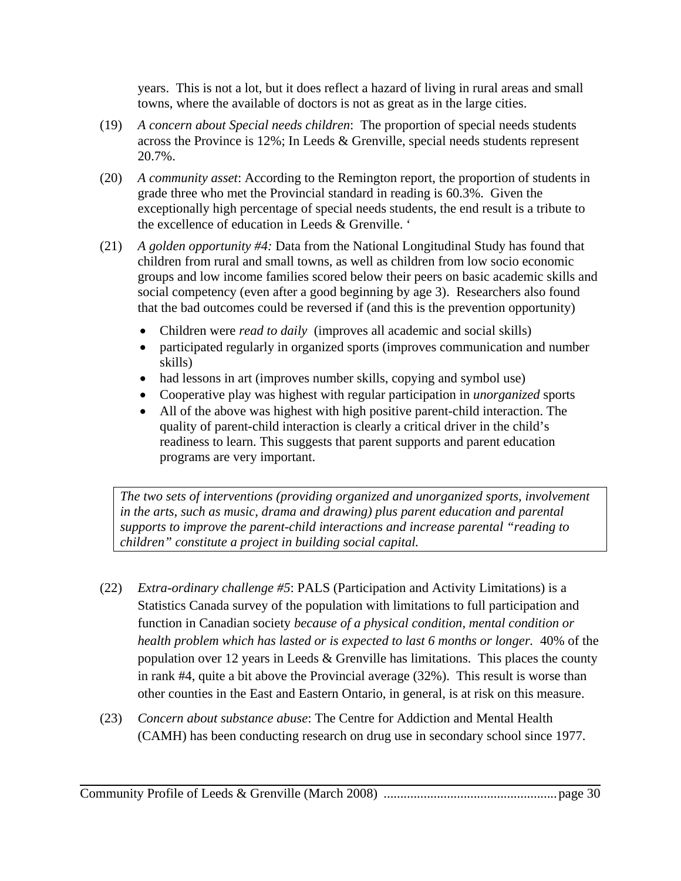years. This is not a lot, but it does reflect a hazard of living in rural areas and small towns, where the available of doctors is not as great as in the large cities.

(19) *A concern about Special needs children*: The proportion of special needs students across the Province is 12%; In Leeds & Grenville, special needs students represent 20.7%.

(20) *A community asset*: According to the Remington report, the proportion of students in grade three who met the Provincial standard in reading is 60.3%. Given the exceptionally high percentage of special needs students, the end result is a tribute to the excellence of education in Leeds & Grenville. '

(21) *A golden opportunity #4:* Data from the National Longitudinal Study has found that children from rural and small towns, as well as children from low socio economic groups and low income families scored below their peers on basic academic skills and social competency (even after a good beginning by age 3). Researchers also found that the bad outcomes could be reversed if (and this is the prevention opportunity)

- Children were *read to daily* (improves all academic and social skills)
- participated regularly in organized sports (improves communication and number skills)
- had lessons in art (improves number skills, copying and symbol use)
- Cooperative play was highest with regular participation in *unorganized* sports
- All of the above was highest with high positive parent-child interaction. The quality of parent-child interaction is clearly a critical driver in the child's readiness to learn. This suggests that parent supports and parent education programs are very important.

*The two sets of interventions (providing organized and unorganized sports, involvement in the arts, such as music, drama and drawing) plus parent education and parental supports to improve the parent-child interactions and increase parental "reading to children" constitute a project in building social capital.*

(22) *Extra-ordinary challenge #5*: PALS (Participation and Activity Limitations) is a Statistics Canada survey of the population with limitations to full participation and function in Canadian society *because of a physical condition, mental condition or health problem which has lasted or is expected to last 6 months or longer.* 40% of the population over 12 years in Leeds & Grenville has limitations. This places the county in rank #4, quite a bit above the Provincial average (32%). This result is worse than other counties in the East and Eastern Ontario, in general, is at risk on this measure.

(23) *Concern about substance abuse*: The Centre for Addiction and Mental Health (CAMH) has been conducting research on drug use in secondary school since 1977.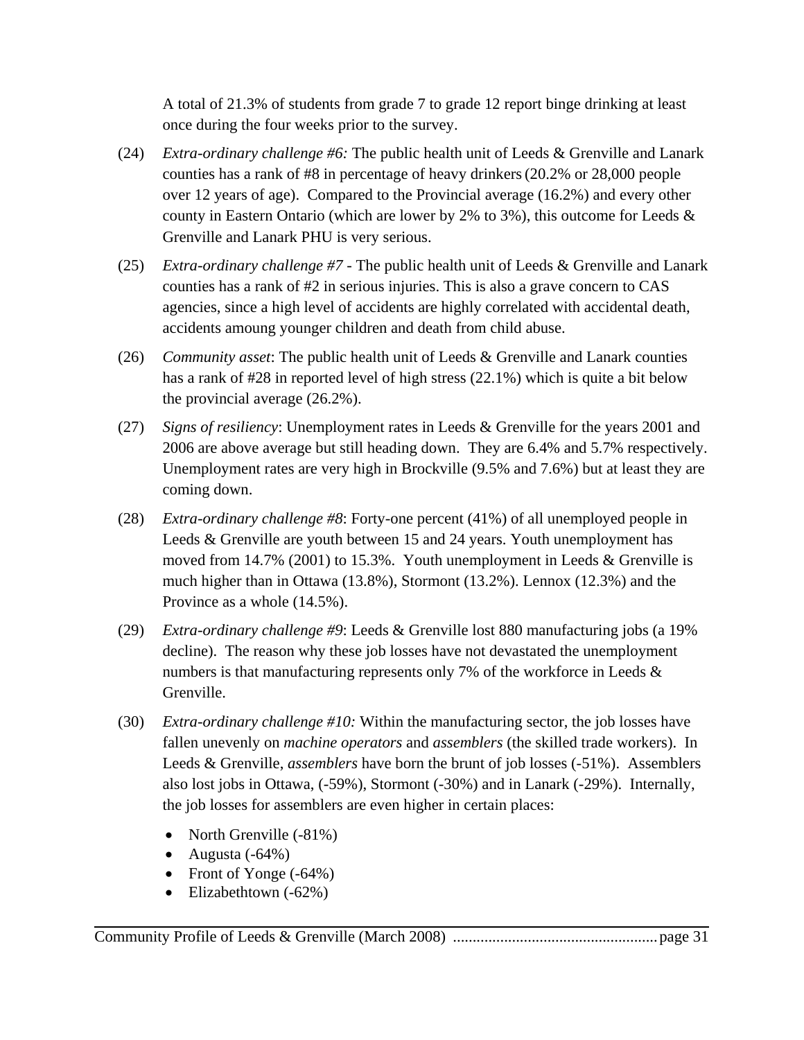A total of 21.3% of students from grade 7 to grade 12 report binge drinking at least once during the four weeks prior to the survey.

(24) *Extra-ordinary challenge #6:* The public health unit of Leeds & Grenville and Lanark counties has a rank of #8 in percentage of heavy drinkers (20.2% or 28,000 people over 12 years of age). Compared to the Provincial average (16.2%) and every other county in Eastern Ontario (which are lower by 2% to 3%), this outcome for Leeds & Grenville and Lanark PHU is very serious.

(25) *Extra-ordinary challenge #7* - The public health unit of Leeds & Grenville and Lanark counties has a rank of #2 in serious injuries. This is also a grave concern to CAS agencies, since a high level of accidents are highly correlated with accidental death, accidents amoung younger children and death from child abuse.

(26) *Community asset*: The public health unit of Leeds & Grenville and Lanark counties has a rank of #28 in reported level of high stress (22.1%) which is quite a bit below the provincial average (26.2%).

(27) *Signs of resiliency*: Unemployment rates in Leeds & Grenville for the years 2001 and 2006 are above average but still heading down. They are 6.4% and 5.7% respectively. Unemployment rates are very high in Brockville (9.5% and 7.6%) but at least they are coming down.

(28) *Extra-ordinary challenge #8*: Forty-one percent (41%) of all unemployed people in Leeds & Grenville are youth between 15 and 24 years. Youth unemployment has moved from 14.7% (2001) to 15.3%. Youth unemployment in Leeds & Grenville is much higher than in Ottawa (13.8%), Stormont (13.2%). Lennox (12.3%) and the Province as a whole (14.5%).

(29) *Extra-ordinary challenge #9*: Leeds & Grenville lost 880 manufacturing jobs (a 19% decline). The reason why these job losses have not devastated the unemployment numbers is that manufacturing represents only 7% of the workforce in Leeds & Grenville.

(30) *Extra-ordinary challenge #10:* Within the manufacturing sector, the job losses have fallen unevenly on *machine operators* and *assemblers* (the skilled trade workers). In Leeds & Grenville, *assemblers* have born the brunt of job losses (-51%). Assemblers also lost jobs in Ottawa, (-59%), Stormont (-30%) and in Lanark (-29%). Internally, the job losses for assemblers are even higher in certain places:

- North Grenville (-81%)
- Augusta (-64%)
- Front of Yonge (-64%)
- Elizabethtown (-62%)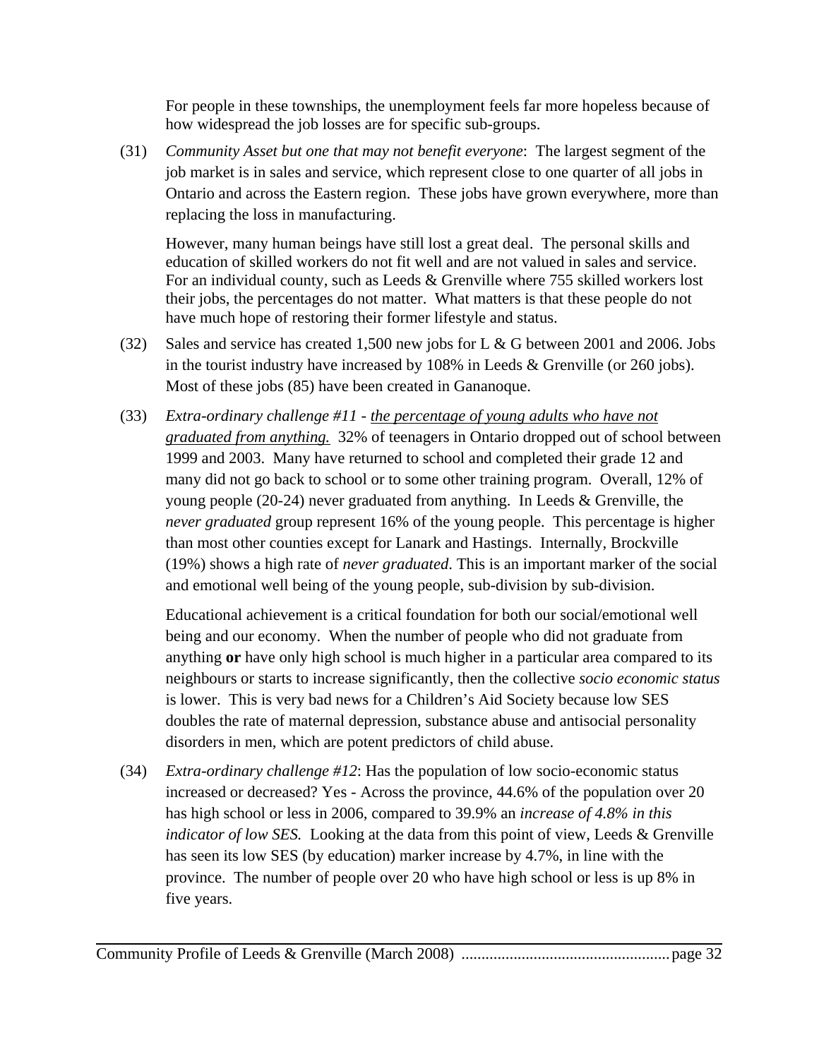For people in these townships, the unemployment feels far more hopeless because of how widespread the job losses are for specific sub-groups.

(31) *Community Asset but one that may not benefit everyone*: The largest segment of the job market is in sales and service, which represent close to one quarter of all jobs in Ontario and across the Eastern region. These jobs have grown everywhere, more than replacing the loss in manufacturing.

However, many human beings have still lost a great deal. The personal skills and education of skilled workers do not fit well and are not valued in sales and service. For an individual county, such as Leeds & Grenville where 755 skilled workers lost their jobs, the percentages do not matter. What matters is that these people do not have much hope of restoring their former lifestyle and status.

(32) Sales and service has created 1,500 new jobs for L & G between 2001 and 2006. Jobs in the tourist industry have increased by 108% in Leeds & Grenville (or 260 jobs). Most of these jobs (85) have been created in Gananoque.

(33) *Extra-ordinary challenge #11 - the percentage of young adults who have not graduated from anything.* 32% of teenagers in Ontario dropped out of school between 1999 and 2003. Many have returned to school and completed their grade 12 and many did not go back to school or to some other training program. Overall, 12% of young people (20-24) never graduated from anything. In Leeds & Grenville, the *never graduated* group represent 16% of the young people. This percentage is higher than most other counties except for Lanark and Hastings. Internally, Brockville (19%) shows a high rate of *never graduated*. This is an important marker of the social and emotional well being of the young people, sub-division by sub-division.

Educational achievement is a critical foundation for both our social/emotional well being and our economy. When the number of people who did not graduate from anything **or** have only high school is much higher in a particular area compared to its neighbours or starts to increase significantly, then the collective *socio economic status* is lower. This is very bad news for a Children's Aid Society because low SES doubles the rate of maternal depression, substance abuse and antisocial personality disorders in men, which are potent predictors of child abuse.

(34) *Extra-ordinary challenge #12*: Has the population of low socio-economic status increased or decreased? Yes - Across the province, 44.6% of the population over 20 has high school or less in 2006, compared to 39.9% an *increase of 4.8% in this indicator of low SES.* Looking at the data from this point of view, Leeds & Grenville has seen its low SES (by education) marker increase by 4.7%, in line with the province. The number of people over 20 who have high school or less is up 8% in five years.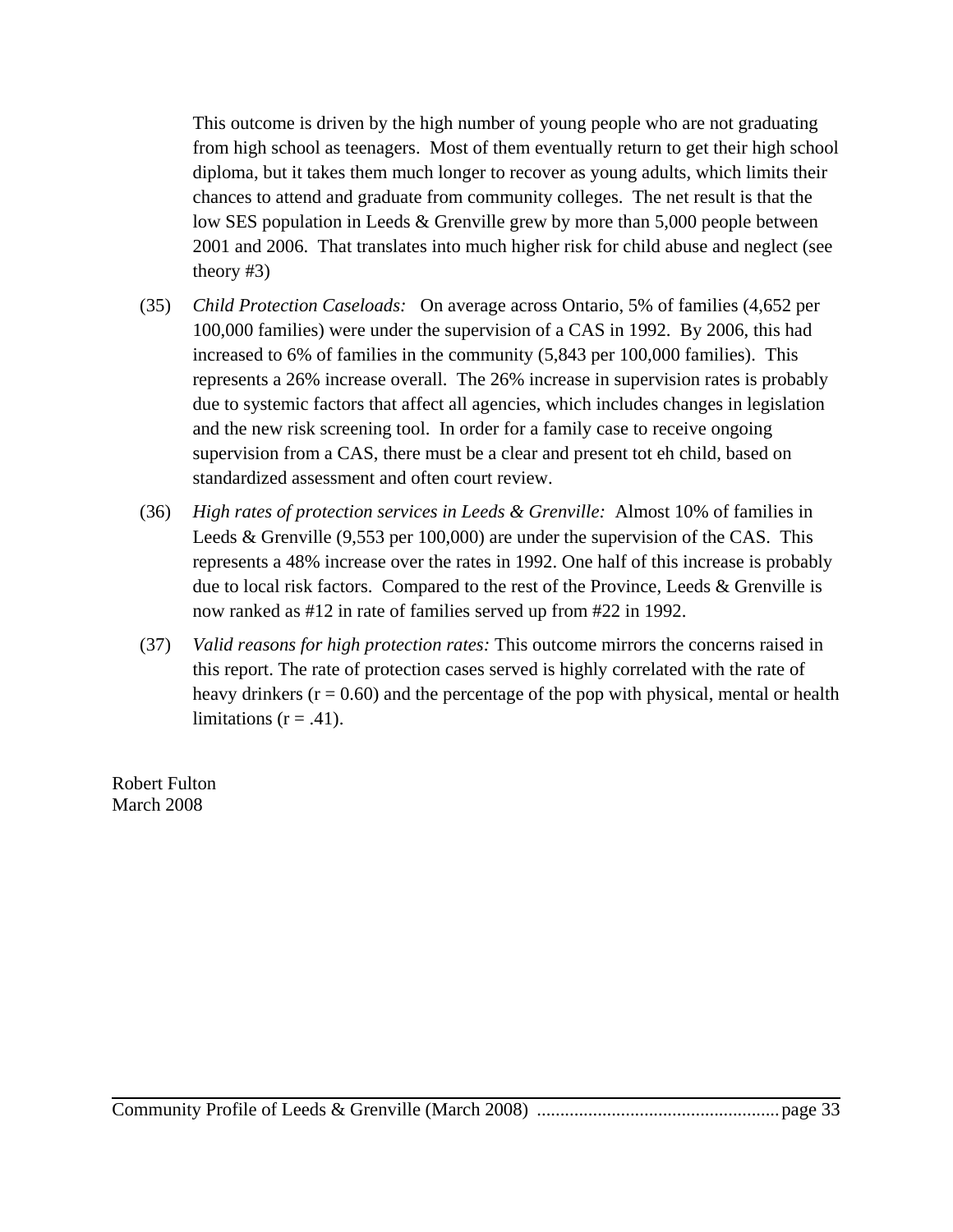This outcome is driven by the high number of young people who are not graduating from high school as teenagers. Most of them eventually return to get their high school diploma, but it takes them much longer to recover as young adults, which limits their chances to attend and graduate from community colleges. The net result is that the low SES population in Leeds & Grenville grew by more than 5,000 people between 2001 and 2006. That translates into much higher risk for child abuse and neglect (see theory #3)

(35) *Child Protection Caseloads:* On average across Ontario, 5% of families (4,652 per 100,000 families) were under the supervision of a CAS in 1992. By 2006, this had increased to 6% of families in the community (5,843 per 100,000 families). This represents a 26% increase overall. The 26% increase in supervision rates is probably due to systemic factors that affect all agencies, which includes changes in legislation and the new risk screening tool. In order for a family case to receive ongoing supervision from a CAS, there must be a clear and present tot eh child, based on standardized assessment and often court review.

(36) *High rates of protection services in Leeds & Grenville:* Almost 10% of families in Leeds & Grenville (9,553 per 100,000) are under the supervision of the CAS. This represents a 48% increase over the rates in 1992. One half of this increase is probably due to local risk factors. Compared to the rest of the Province, Leeds & Grenville is now ranked as #12 in rate of families served up from #22 in 1992.

(37) *Valid reasons for high protection rates:* This outcome mirrors the concerns raised in this report. The rate of protection cases served is highly correlated with the rate of heavy drinkers ($r = 0.60$) and the percentage of the pop with physical, mental or health limitations ($r = .41$).

Robert Fulton
March 2008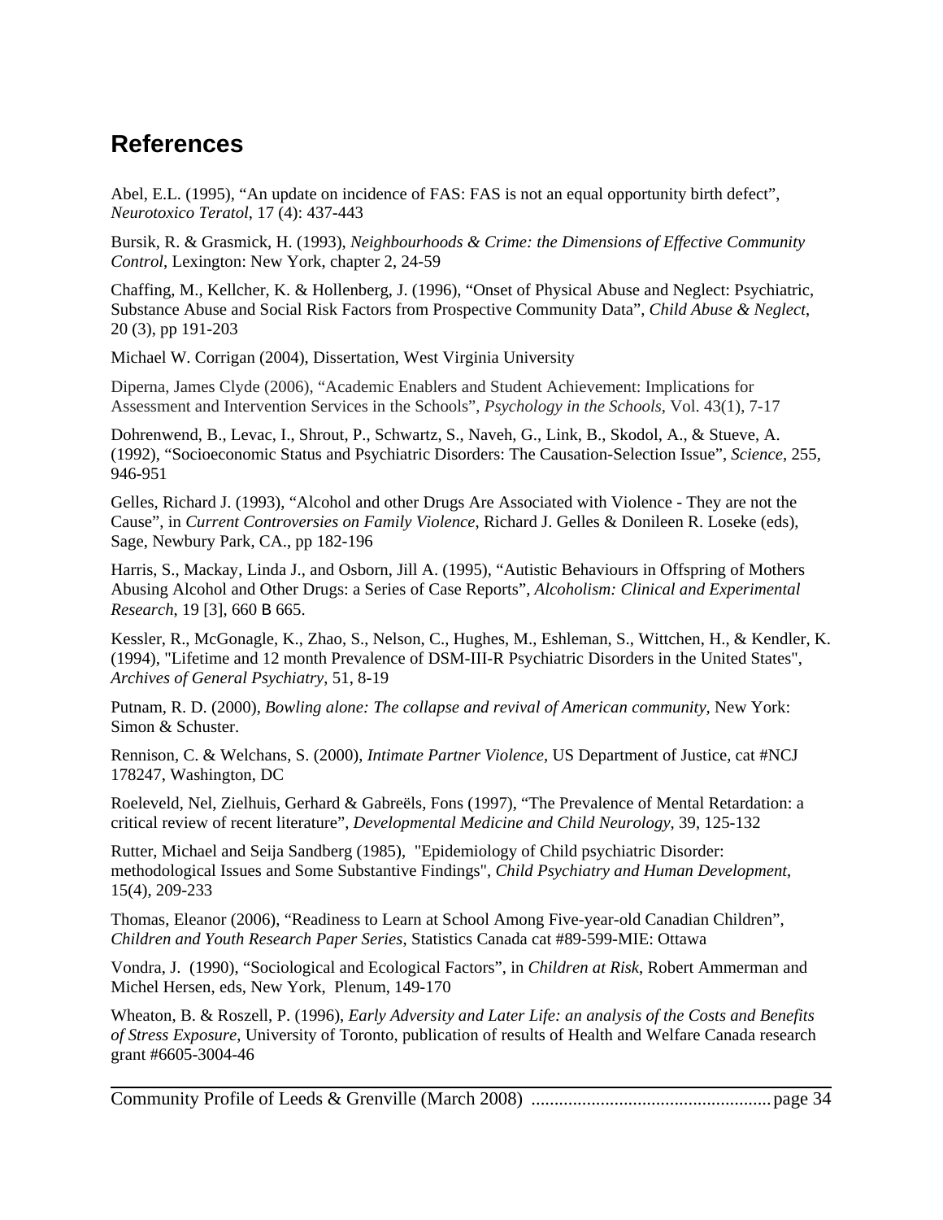## References

Abel, E.L. (1995), “An update on incidence of FAS: FAS is not an equal opportunity birth defect”, *Neurotoxico Teratol*, 17 (4): 437-443

Bursik, R. & Grasmick, H. (1993), *Neighbourhoods & Crime: the Dimensions of Effective Community Control*, Lexington: New York, chapter 2, 24-59

Chaffing, M., Kellcher, K. & Hollenberg, J. (1996), “Onset of Physical Abuse and Neglect: Psychiatric, Substance Abuse and Social Risk Factors from Prospective Community Data”, *Child Abuse & Neglect*, 20 (3), pp 191-203

Michael W. Corrigan (2004), Dissertation, West Virginia University

Diperna, James Clyde (2006), “Academic Enablers and Student Achievement: Implications for Assessment and Intervention Services in the Schools”, *Psychology in the Schools*, Vol. 43(1), 7-17

Dohrenwend, B., Levac, I., Shrout, P., Schwartz, S., Naveh, G., Link, B., Skodol, A., & Stueve, A. (1992), “Socioeconomic Status and Psychiatric Disorders: The Causation-Selection Issue”, *Science*, 255, 946-951

Gelles, Richard J. (1993), “Alcohol and other Drugs Are Associated with Violence - They are not the Cause”, in *Current Controversies on Family Violence*, Richard J. Gelles & Donileen R. Loseke (eds), Sage, Newbury Park, CA., pp 182-196

Harris, S., Mackay, Linda J., and Osborn, Jill A. (1995), “Autistic Behaviours in Offspring of Mothers Abusing Alcohol and Other Drugs: a Series of Case Reports”, *Alcoholism: Clinical and Experimental Research*, 19 [3], 660 B 665.

Kessler, R., McGonagle, K., Zhao, S., Nelson, C., Hughes, M., Eshleman, S., Wittchen, H., & Kendler, K. (1994), "Lifetime and 12 month Prevalence of DSM-III-R Psychiatric Disorders in the United States", *Archives of General Psychiatry*, 51, 8-19

Putnam, R. D. (2000), *Bowling alone: The collapse and revival of American community*, New York: Simon & Schuster.

Rennison, C. & Welchans, S. (2000), *Intimate Partner Violence*, US Department of Justice, cat #NCJ 178247, Washington, DC

Roeleveld, Nel, Zielhuis, Gerhard & Gabreëls, Fons (1997), “The Prevalence of Mental Retardation: a critical review of recent literature”, *Developmental Medicine and Child Neurology*, 39, 125-132

Rutter, Michael and Seija Sandberg (1985), "Epidemiology of Child psychiatric Disorder: methodological Issues and Some Substantive Findings", *Child Psychiatry and Human Development*, 15(4), 209-233

Thomas, Eleanor (2006), “Readiness to Learn at School Among Five-year-old Canadian Children”, *Children and Youth Research Paper Series*, Statistics Canada cat #89-599-MIE: Ottawa

Vondra, J. (1990), “Sociological and Ecological Factors”, in *Children at Risk*, Robert Ammerman and Michel Hersen, eds, New York, Plenum, 149-170

Wheaton, B. & Roszell, P. (1996), *Early Adversity and Later Life: an analysis of the Costs and Benefits of Stress Exposure*, University of Toronto, publication of results of Health and Welfare Canada research grant #6605-3004-46